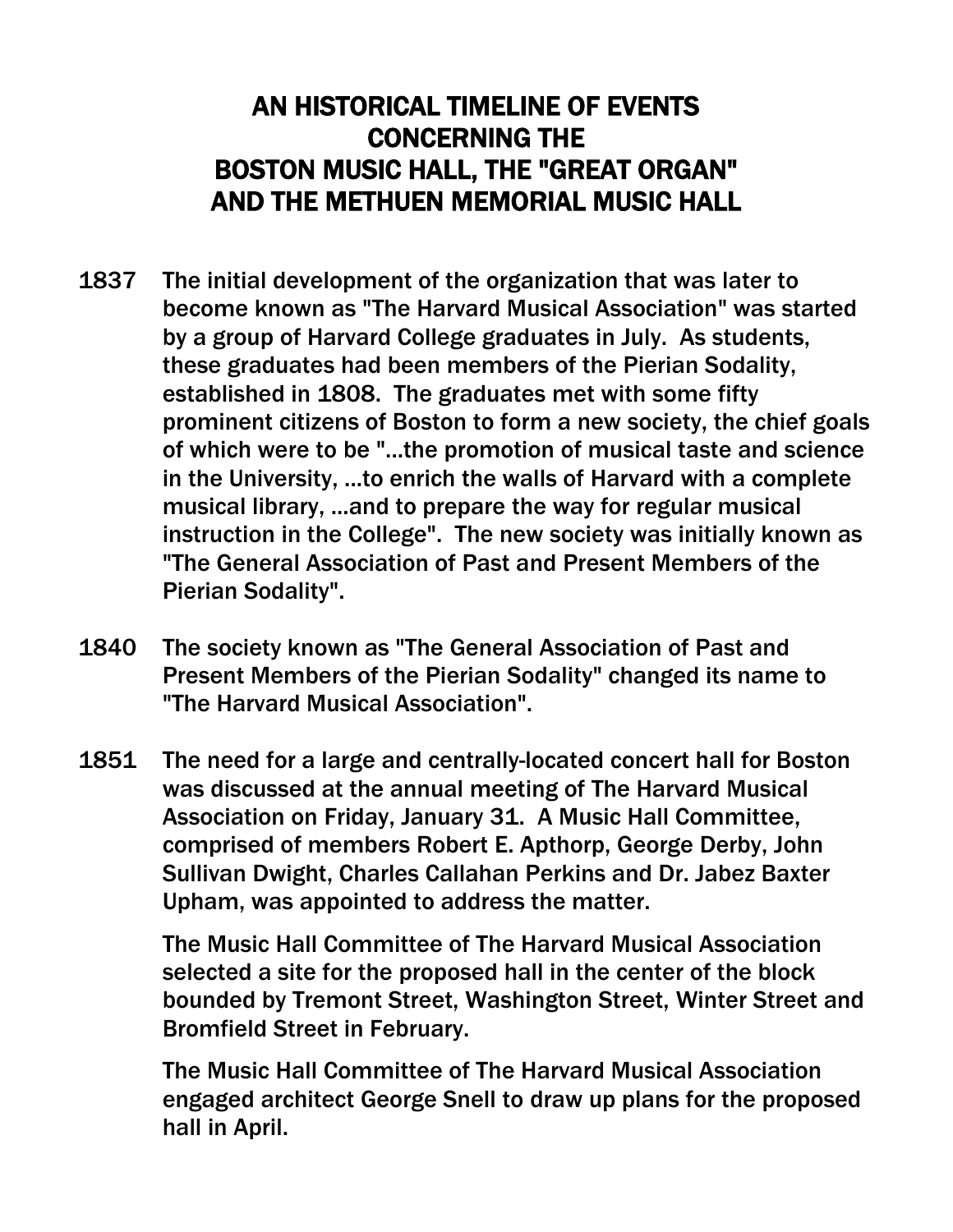# AN HISTORICAL TIMELINE OF EVENTS CONCERNING THE BOSTON MUSIC HALL, THE "GREAT ORGAN" AND THE METHUEN MEMORIAL MUSIC HALL

**1837** The initial development of the organization that was later to become known as "The Harvard Musical Association" was started by a group of Harvard College graduates in July. As students, these graduates had been members of the Pierian Sodality, established in 1808. The graduates met with some fifty prominent citizens of Boston to form a new society, the chief goals of which were to be "...the promotion of musical taste and science in the University, ...to enrich the walls of Harvard with a complete musical library, ...and to prepare the way for regular musical instruction in the College". The new society was initially known as "The General Association of Past and Present Members of the Pierian Sodality".

**1840** The society known as "The General Association of Past and Present Members of the Pierian Sodality" changed its name to "The Harvard Musical Association".

**1851** The need for a large and centrally-located concert hall for Boston was discussed at the annual meeting of The Harvard Musical Association on Friday, January 31. A Music Hall Committee, comprised of members Robert E. Apthorp, George Derby, John Sullivan Dwight, Charles Callahan Perkins and Dr. Jabez Baxter Upham, was appointed to address the matter.

The Music Hall Committee of The Harvard Musical Association selected a site for the proposed hall in the center of the block bounded by Tremont Street, Washington Street, Winter Street and Bromfield Street in February.

The Music Hall Committee of The Harvard Musical Association engaged architect George Snell to draw up plans for the proposed hall in April.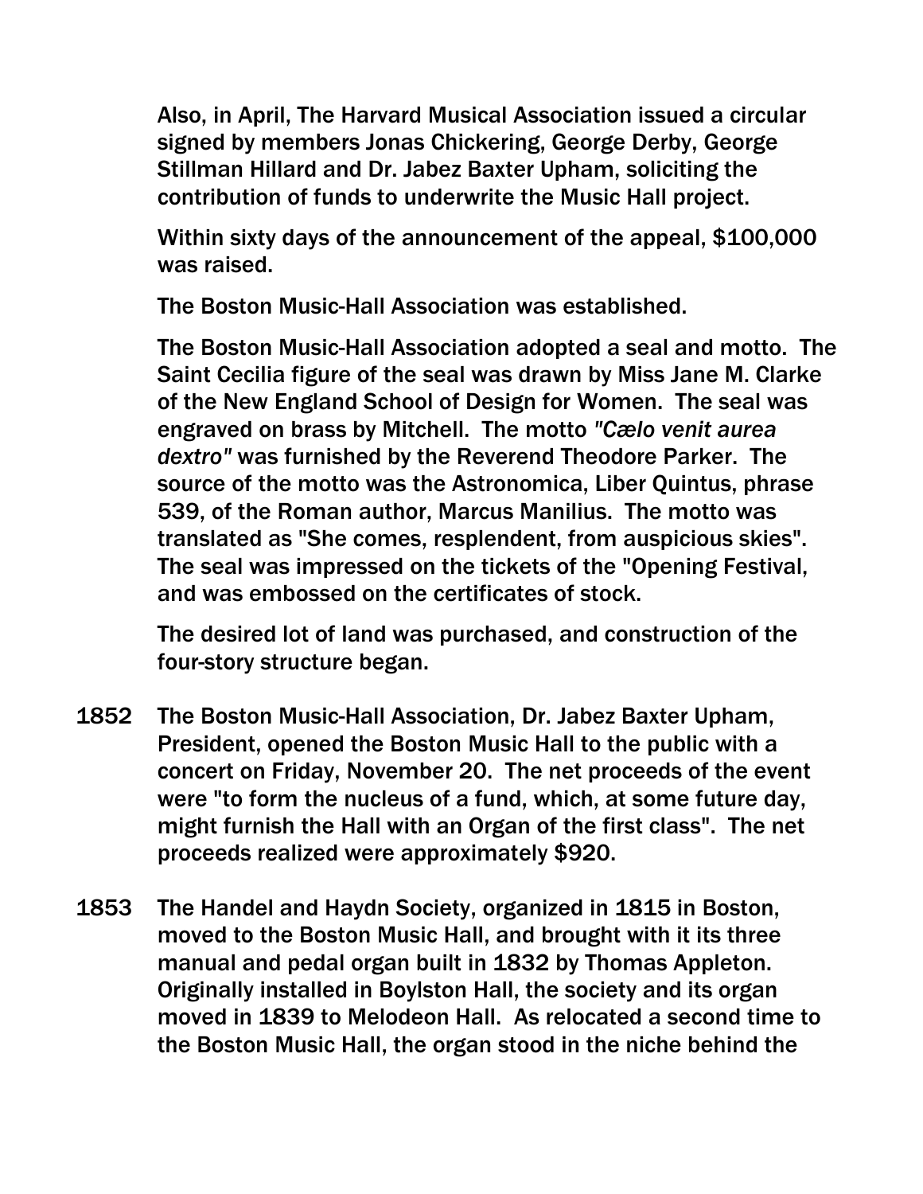Also, in April, The Harvard Musical Association issued a circular signed by members Jonas Chickering, George Derby, George Stillman Hillard and Dr. Jabez Baxter Upham, soliciting the contribution of funds to underwrite the Music Hall project.

Within sixty days of the announcement of the appeal, $100,000 was raised.

The Boston Music-Hall Association was established.

The Boston Music-Hall Association adopted a seal and motto. The Saint Cecilia figure of the seal was drawn by Miss Jane M. Clarke of the New England School of Design for Women. The seal was engraved on brass by Mitchell. The motto *"Cælo venit aurea dextro"* was furnished by the Reverend Theodore Parker. The source of the motto was the Astronomica, Liber Quintus, phrase 539, of the Roman author, Marcus Manilius. The motto was translated as "She comes, resplendent, from auspicious skies". The seal was impressed on the tickets of the "Opening Festival, and was embossed on the certificates of stock.

The desired lot of land was purchased, and construction of the four-story structure began.

**1852** The Boston Music-Hall Association, Dr. Jabez Baxter Upham, President, opened the Boston Music Hall to the public with a concert on Friday, November 20. The net proceeds of the event were "to form the nucleus of a fund, which, at some future day, might furnish the Hall with an Organ of the first class". The net proceeds realized were approximately $920.

**1853** The Handel and Haydn Society, organized in 1815 in Boston, moved to the Boston Music Hall, and brought with it its three manual and pedal organ built in 1832 by Thomas Appleton. Originally installed in Boylston Hall, the society and its organ moved in 1839 to Melodeon Hall. As relocated a second time to the Boston Music Hall, the organ stood in the niche behind the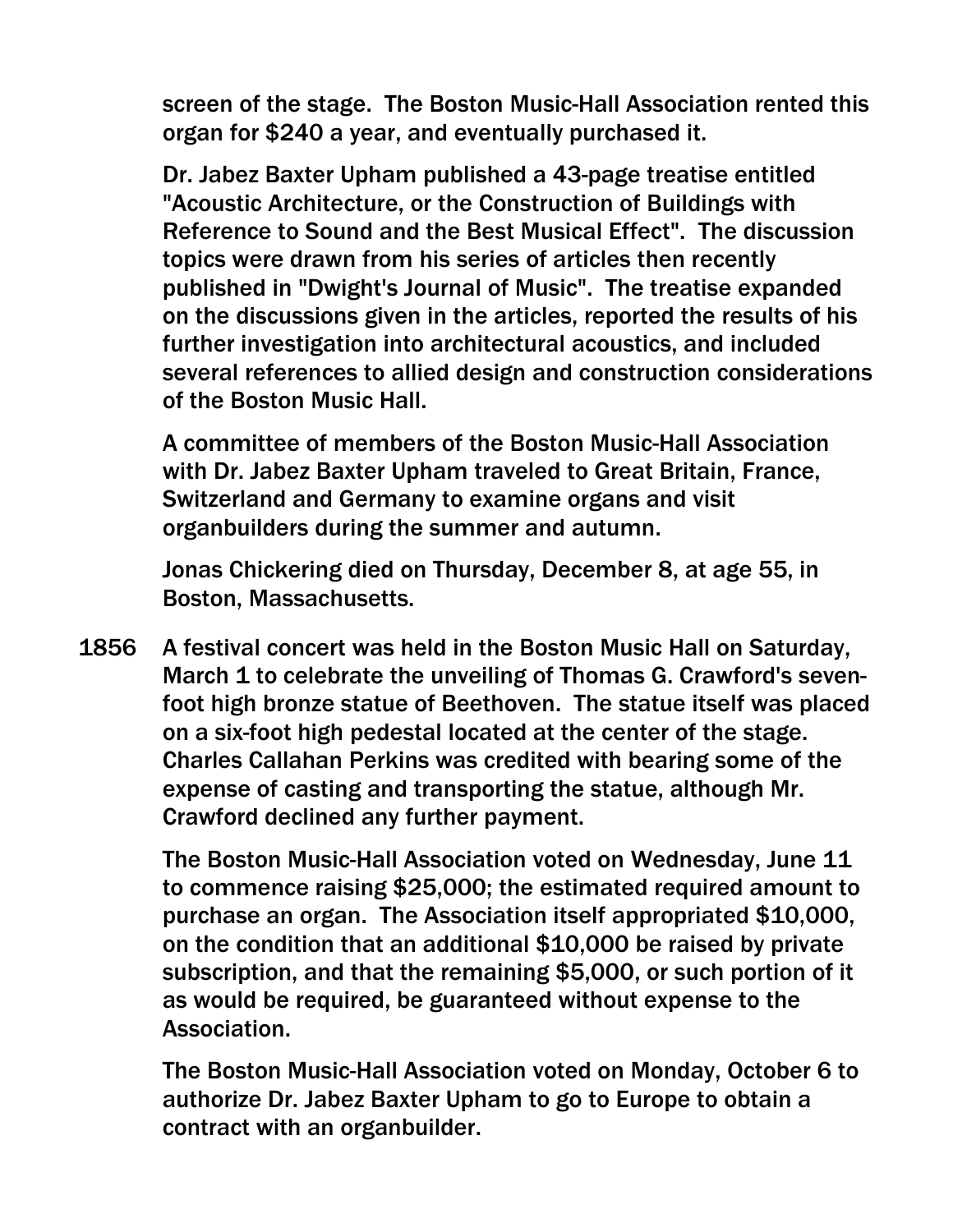screen of the stage. The Boston Music-Hall Association rented this organ for $240 a year, and eventually purchased it.

Dr. Jabez Baxter Upham published a 43-page treatise entitled "Acoustic Architecture, or the Construction of Buildings with Reference to Sound and the Best Musical Effect". The discussion topics were drawn from his series of articles then recently published in "Dwight's Journal of Music". The treatise expanded on the discussions given in the articles, reported the results of his further investigation into architectural acoustics, and included several references to allied design and construction considerations of the Boston Music Hall.

A committee of members of the Boston Music-Hall Association with Dr. Jabez Baxter Upham traveled to Great Britain, France, Switzerland and Germany to examine organs and visit organbuilders during the summer and autumn.

Jonas Chickering died on Thursday, December 8, at age 55, in Boston, Massachusetts.

**1856** A festival concert was held in the Boston Music Hall on Saturday, March 1 to celebrate the unveiling of Thomas G. Crawford's seven-foot high bronze statue of Beethoven. The statue itself was placed on a six-foot high pedestal located at the center of the stage. Charles Callahan Perkins was credited with bearing some of the expense of casting and transporting the statue, although Mr. Crawford declined any further payment.

The Boston Music-Hall Association voted on Wednesday, June 11 to commence raising $25,000; the estimated required amount to purchase an organ. The Association itself appropriated $10,000, on the condition that an additional $10,000 be raised by private subscription, and that the remaining $5,000, or such portion of it as would be required, be guaranteed without expense to the Association.

The Boston Music-Hall Association voted on Monday, October 6 to authorize Dr. Jabez Baxter Upham to go to Europe to obtain a contract with an organbuilder.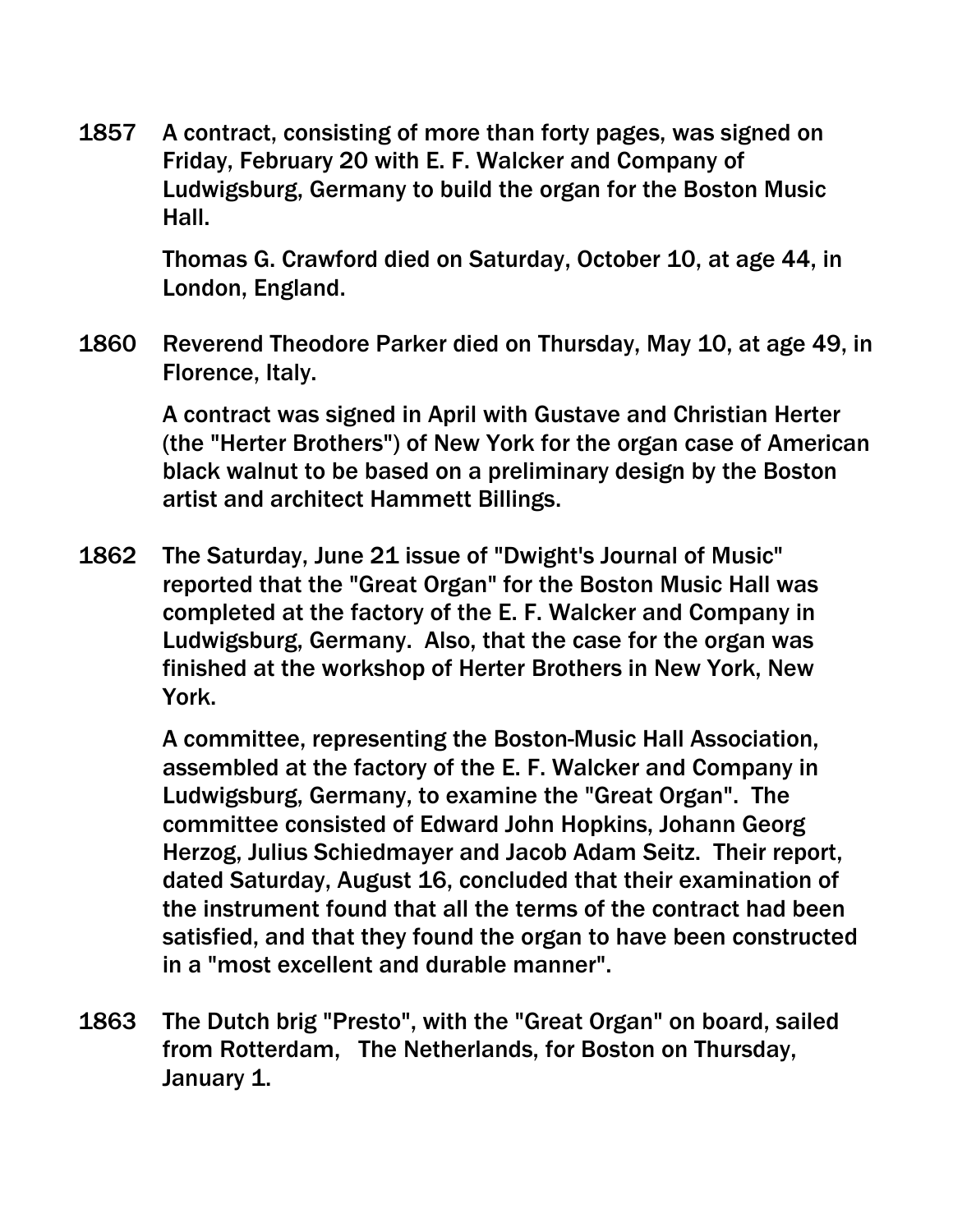**1857** A contract, consisting of more than forty pages, was signed on Friday, February 20 with E. F. Walcker and Company of Ludwigsburg, Germany to build the organ for the Boston Music Hall.

Thomas G. Crawford died on Saturday, October 10, at age 44, in London, England.

**1860** Reverend Theodore Parker died on Thursday, May 10, at age 49, in Florence, Italy.

A contract was signed in April with Gustave and Christian Herter (the "Herter Brothers") of New York for the organ case of American black walnut to be based on a preliminary design by the Boston artist and architect Hammett Billings.

**1862** The Saturday, June 21 issue of "Dwight's Journal of Music" reported that the "Great Organ" for the Boston Music Hall was completed at the factory of the E. F. Walcker and Company in Ludwigsburg, Germany. Also, that the case for the organ was finished at the workshop of Herter Brothers in New York, New York.

A committee, representing the Boston-Music Hall Association, assembled at the factory of the E. F. Walcker and Company in Ludwigsburg, Germany, to examine the "Great Organ". The committee consisted of Edward John Hopkins, Johann Georg Herzog, Julius Schiedmayer and Jacob Adam Seitz. Their report, dated Saturday, August 16, concluded that their examination of the instrument found that all the terms of the contract had been satisfied, and that they found the organ to have been constructed in a "most excellent and durable manner".

**1863** The Dutch brig "Presto", with the "Great Organ" on board, sailed from Rotterdam, The Netherlands, for Boston on Thursday, January 1.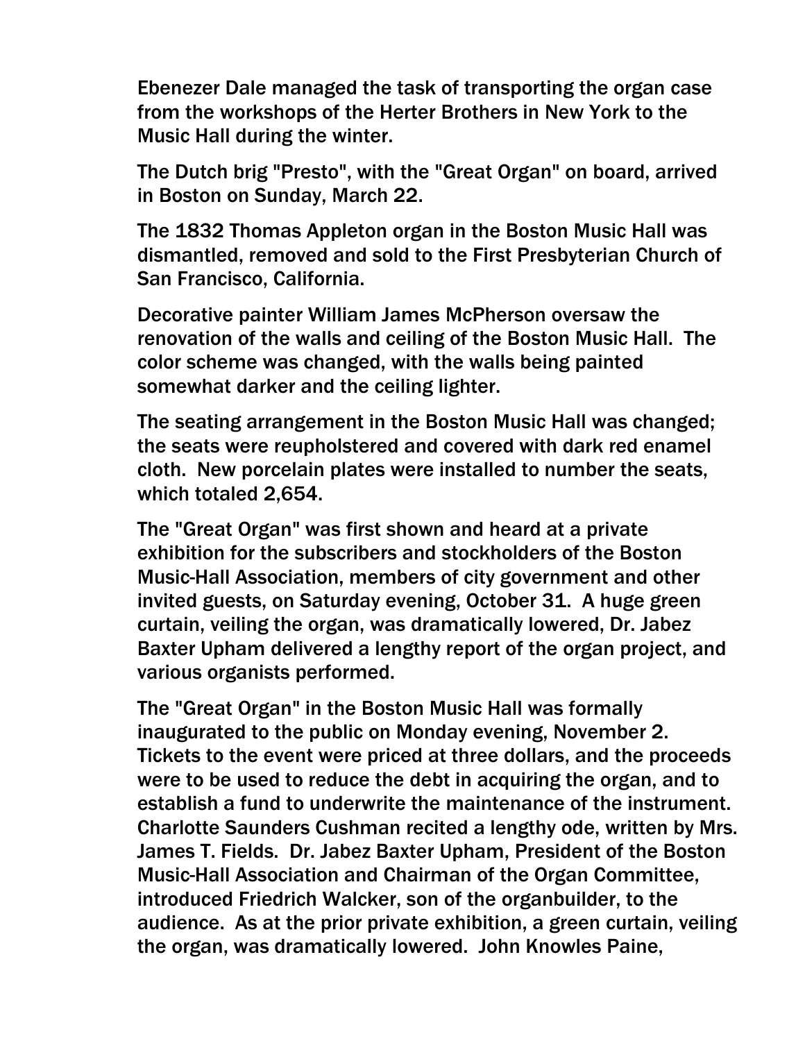Ebenezer Dale managed the task of transporting the organ case from the workshops of the Herter Brothers in New York to the Music Hall during the winter.

The Dutch brig "Presto", with the "Great Organ" on board, arrived in Boston on Sunday, March 22.

The 1832 Thomas Appleton organ in the Boston Music Hall was dismantled, removed and sold to the First Presbyterian Church of San Francisco, California.

Decorative painter William James McPherson oversaw the renovation of the walls and ceiling of the Boston Music Hall. The color scheme was changed, with the walls being painted somewhat darker and the ceiling lighter.

The seating arrangement in the Boston Music Hall was changed; the seats were reupholstered and covered with dark red enamel cloth. New porcelain plates were installed to number the seats, which totaled 2,654.

The "Great Organ" was first shown and heard at a private exhibition for the subscribers and stockholders of the Boston Music-Hall Association, members of city government and other invited guests, on Saturday evening, October 31. A huge green curtain, veiling the organ, was dramatically lowered, Dr. Jabez Baxter Upham delivered a lengthy report of the organ project, and various organists performed.

The "Great Organ" in the Boston Music Hall was formally inaugurated to the public on Monday evening, November 2. Tickets to the event were priced at three dollars, and the proceeds were to be used to reduce the debt in acquiring the organ, and to establish a fund to underwrite the maintenance of the instrument. Charlotte Saunders Cushman recited a lengthy ode, written by Mrs. James T. Fields. Dr. Jabez Baxter Upham, President of the Boston Music-Hall Association and Chairman of the Organ Committee, introduced Friedrich Walcker, son of the organbuilder, to the audience. As at the prior private exhibition, a green curtain, veiling the organ, was dramatically lowered. John Knowles Paine,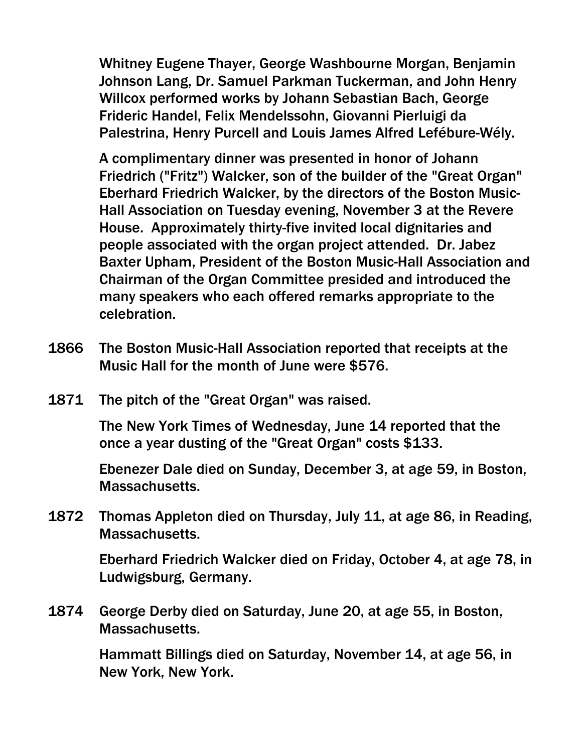Whitney Eugene Thayer, George Washbourne Morgan, Benjamin Johnson Lang, Dr. Samuel Parkman Tuckerman, and John Henry Willcox performed works by Johann Sebastian Bach, George Frideric Handel, Felix Mendelssohn, Giovanni Pierluigi da Palestrina, Henry Purcell and Louis James Alfred Lefébure-Wély.

A complimentary dinner was presented in honor of Johann Friedrich ("Fritz") Walcker, son of the builder of the "Great Organ" Eberhard Friedrich Walcker, by the directors of the Boston Music-Hall Association on Tuesday evening, November 3 at the Revere House. Approximately thirty-five invited local dignitaries and people associated with the organ project attended. Dr. Jabez Baxter Upham, President of the Boston Music-Hall Association and Chairman of the Organ Committee presided and introduced the many speakers who each offered remarks appropriate to the celebration.

**1866** The Boston Music-Hall Association reported that receipts at the Music Hall for the month of June were $576.

**1871** The pitch of the "Great Organ" was raised.

The New York Times of Wednesday, June 14 reported that the once a year dusting of the "Great Organ" costs $133.

Ebenezer Dale died on Sunday, December 3, at age 59, in Boston, Massachusetts.

**1872** Thomas Appleton died on Thursday, July 11, at age 86, in Reading, Massachusetts.

Eberhard Friedrich Walcker died on Friday, October 4, at age 78, in Ludwigsburg, Germany.

**1874** George Derby died on Saturday, June 20, at age 55, in Boston, Massachusetts.

Hammatt Billings died on Saturday, November 14, at age 56, in New York, New York.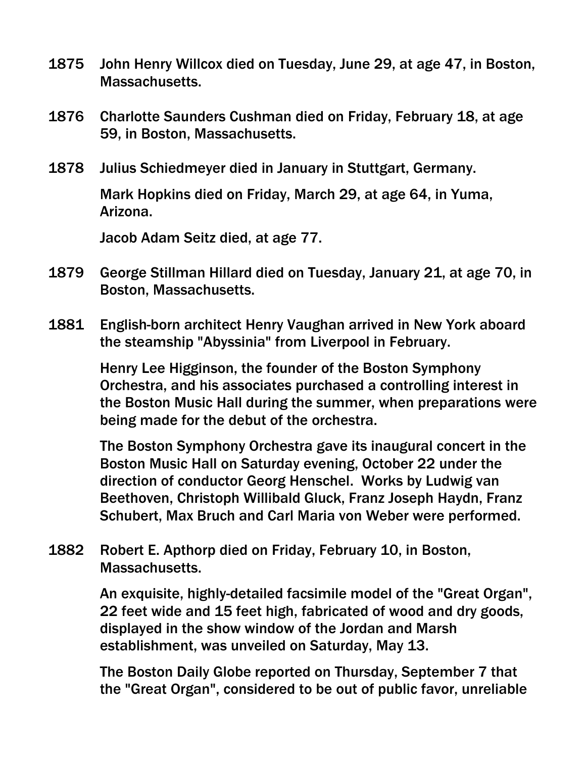**1875** John Henry Willcox died on Tuesday, June 29, at age 47, in Boston, Massachusetts.

**1876** Charlotte Saunders Cushman died on Friday, February 18, at age 59, in Boston, Massachusetts.

**1878** Julius Schiedmeyer died in January in Stuttgart, Germany.

Mark Hopkins died on Friday, March 29, at age 64, in Yuma, Arizona.

Jacob Adam Seitz died, at age 77.

**1879** George Stillman Hillard died on Tuesday, January 21, at age 70, in Boston, Massachusetts.

**1881** English-born architect Henry Vaughan arrived in New York aboard the steamship "Abyssinia" from Liverpool in February.

Henry Lee Higginson, the founder of the Boston Symphony Orchestra, and his associates purchased a controlling interest in the Boston Music Hall during the summer, when preparations were being made for the debut of the orchestra.

The Boston Symphony Orchestra gave its inaugural concert in the Boston Music Hall on Saturday evening, October 22 under the direction of conductor Georg Henschel. Works by Ludwig van Beethoven, Christoph Willibald Gluck, Franz Joseph Haydn, Franz Schubert, Max Bruch and Carl Maria von Weber were performed.

**1882** Robert E. Apthorp died on Friday, February 10, in Boston, Massachusetts.

An exquisite, highly-detailed facsimile model of the "Great Organ", 22 feet wide and 15 feet high, fabricated of wood and dry goods, displayed in the show window of the Jordan and Marsh establishment, was unveiled on Saturday, May 13.

The Boston Daily Globe reported on Thursday, September 7 that the "Great Organ", considered to be out of public favor, unreliable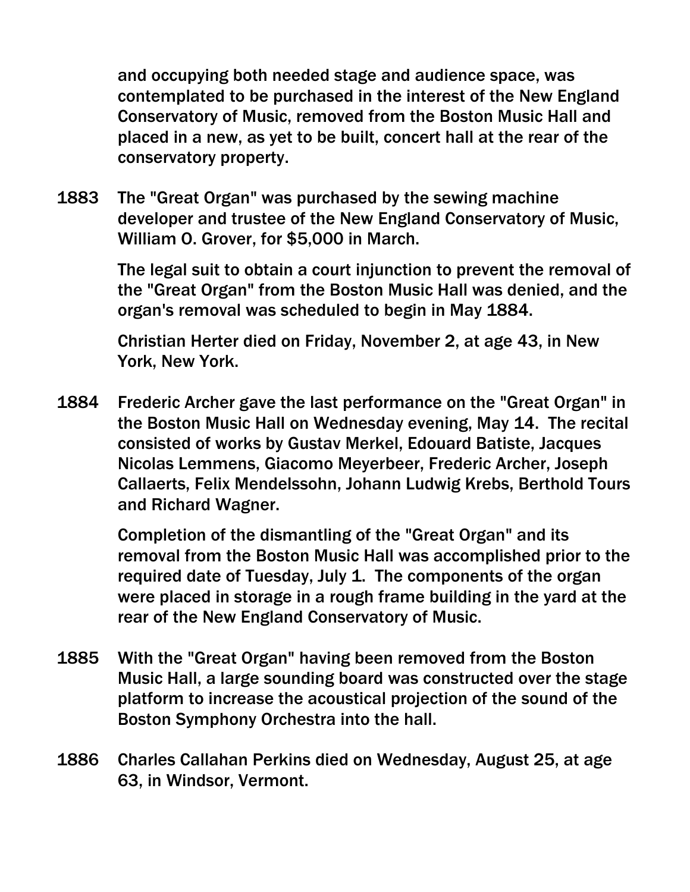and occupying both needed stage and audience space, was contemplated to be purchased in the interest of the New England Conservatory of Music, removed from the Boston Music Hall and placed in a new, as yet to be built, concert hall at the rear of the conservatory property.

**1883** The "Great Organ" was purchased by the sewing machine developer and trustee of the New England Conservatory of Music, William O. Grover, for $5,000 in March.

The legal suit to obtain a court injunction to prevent the removal of the "Great Organ" from the Boston Music Hall was denied, and the organ's removal was scheduled to begin in May 1884.

Christian Herter died on Friday, November 2, at age 43, in New York, New York.

**1884** Frederic Archer gave the last performance on the "Great Organ" in the Boston Music Hall on Wednesday evening, May 14. The recital consisted of works by Gustav Merkel, Edouard Batiste, Jacques Nicolas Lemmens, Giacomo Meyerbeer, Frederic Archer, Joseph Callaerts, Felix Mendelssohn, Johann Ludwig Krebs, Berthold Tours and Richard Wagner.

Completion of the dismantling of the "Great Organ" and its removal from the Boston Music Hall was accomplished prior to the required date of Tuesday, July 1. The components of the organ were placed in storage in a rough frame building in the yard at the rear of the New England Conservatory of Music.

**1885** With the "Great Organ" having been removed from the Boston Music Hall, a large sounding board was constructed over the stage platform to increase the acoustical projection of the sound of the Boston Symphony Orchestra into the hall.

**1886** Charles Callahan Perkins died on Wednesday, August 25, at age 63, in Windsor, Vermont.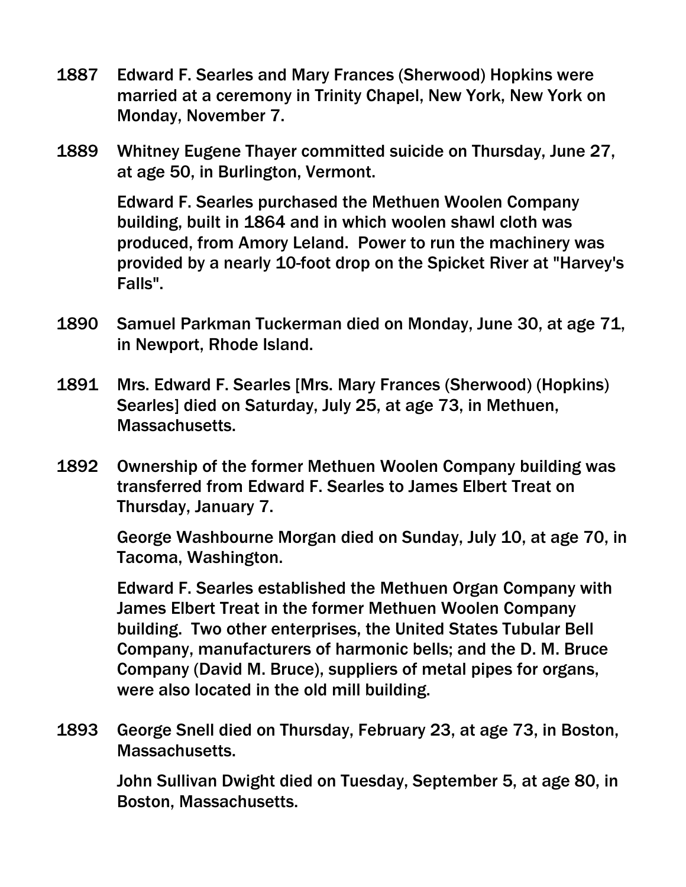1887 Edward F. Searles and Mary Frances (Sherwood) Hopkins were married at a ceremony in Trinity Chapel, New York, New York on Monday, November 7.

1889 Whitney Eugene Thayer committed suicide on Thursday, June 27, at age 50, in Burlington, Vermont.

Edward F. Searles purchased the Methuen Woolen Company building, built in 1864 and in which woolen shawl cloth was produced, from Amory Leland. Power to run the machinery was provided by a nearly 10-foot drop on the Spicket River at "Harvey's Falls".

1890 Samuel Parkman Tuckerman died on Monday, June 30, at age 71, in Newport, Rhode Island.

1891 Mrs. Edward F. Searles [Mrs. Mary Frances (Sherwood) (Hopkins) Searles] died on Saturday, July 25, at age 73, in Methuen, Massachusetts.

1892 Ownership of the former Methuen Woolen Company building was transferred from Edward F. Searles to James Elbert Treat on Thursday, January 7.

George Washbourne Morgan died on Sunday, July 10, at age 70, in Tacoma, Washington.

Edward F. Searles established the Methuen Organ Company with James Elbert Treat in the former Methuen Woolen Company building. Two other enterprises, the United States Tubular Bell Company, manufacturers of harmonic bells; and the D. M. Bruce Company (David M. Bruce), suppliers of metal pipes for organs, were also located in the old mill building.

1893 George Snell died on Thursday, February 23, at age 73, in Boston, Massachusetts.

John Sullivan Dwight died on Tuesday, September 5, at age 80, in Boston, Massachusetts.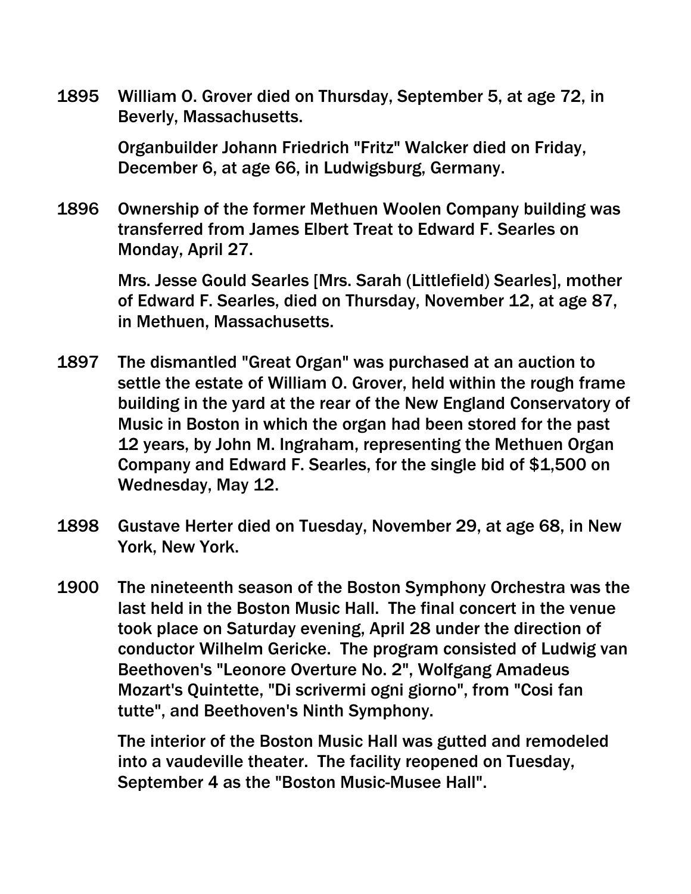**1895** William O. Grover died on Thursday, September 5, at age 72, in Beverly, Massachusetts.

Organbuilder Johann Friedrich "Fritz" Walcker died on Friday, December 6, at age 66, in Ludwigsburg, Germany.

**1896** Ownership of the former Methuen Woolen Company building was transferred from James Elbert Treat to Edward F. Searles on Monday, April 27.

Mrs. Jesse Gould Searles [Mrs. Sarah (Littlefield) Searles], mother of Edward F. Searles, died on Thursday, November 12, at age 87, in Methuen, Massachusetts.

**1897** The dismantled "Great Organ" was purchased at an auction to settle the estate of William O. Grover, held within the rough frame building in the yard at the rear of the New England Conservatory of Music in Boston in which the organ had been stored for the past 12 years, by John M. Ingraham, representing the Methuen Organ Company and Edward F. Searles, for the single bid of $1,500 on Wednesday, May 12.

**1898** Gustave Herter died on Tuesday, November 29, at age 68, in New York, New York.

**1900** The nineteenth season of the Boston Symphony Orchestra was the last held in the Boston Music Hall. The final concert in the venue took place on Saturday evening, April 28 under the direction of conductor Wilhelm Gericke. The program consisted of Ludwig van Beethoven's "Leonore Overture No. 2", Wolfgang Amadeus Mozart's Quintette, "Di scrivermi ogni giorno", from "Cosi fan tutte", and Beethoven's Ninth Symphony.

The interior of the Boston Music Hall was gutted and remodeled into a vaudeville theater. The facility reopened on Tuesday, September 4 as the "Boston Music-Musee Hall".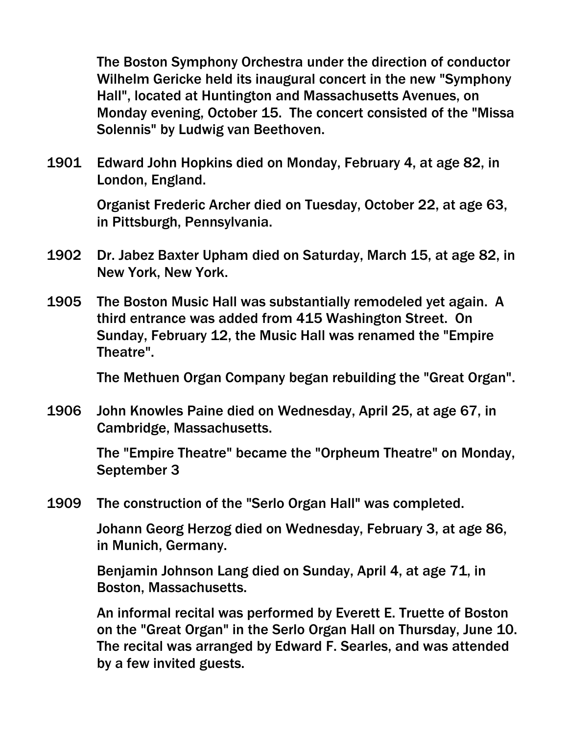The Boston Symphony Orchestra under the direction of conductor Wilhelm Gericke held its inaugural concert in the new "Symphony Hall", located at Huntington and Massachusetts Avenues, on Monday evening, October 15. The concert consisted of the "Missa Solennis" by Ludwig van Beethoven.

**1901** Edward John Hopkins died on Monday, February 4, at age 82, in London, England.

Organist Frederic Archer died on Tuesday, October 22, at age 63, in Pittsburgh, Pennsylvania.

**1902** Dr. Jabez Baxter Upham died on Saturday, March 15, at age 82, in New York, New York.

**1905** The Boston Music Hall was substantially remodeled yet again. A third entrance was added from 415 Washington Street. On Sunday, February 12, the Music Hall was renamed the "Empire Theatre".

The Methuen Organ Company began rebuilding the "Great Organ".

**1906** John Knowles Paine died on Wednesday, April 25, at age 67, in Cambridge, Massachusetts.

The "Empire Theatre" became the "Orpheum Theatre" on Monday, September 3

**1909** The construction of the "Serlo Organ Hall" was completed.

Johann Georg Herzog died on Wednesday, February 3, at age 86, in Munich, Germany.

Benjamin Johnson Lang died on Sunday, April 4, at age 71, in Boston, Massachusetts.

An informal recital was performed by Everett E. Truette of Boston on the "Great Organ" in the Serlo Organ Hall on Thursday, June 10. The recital was arranged by Edward F. Searles, and was attended by a few invited guests.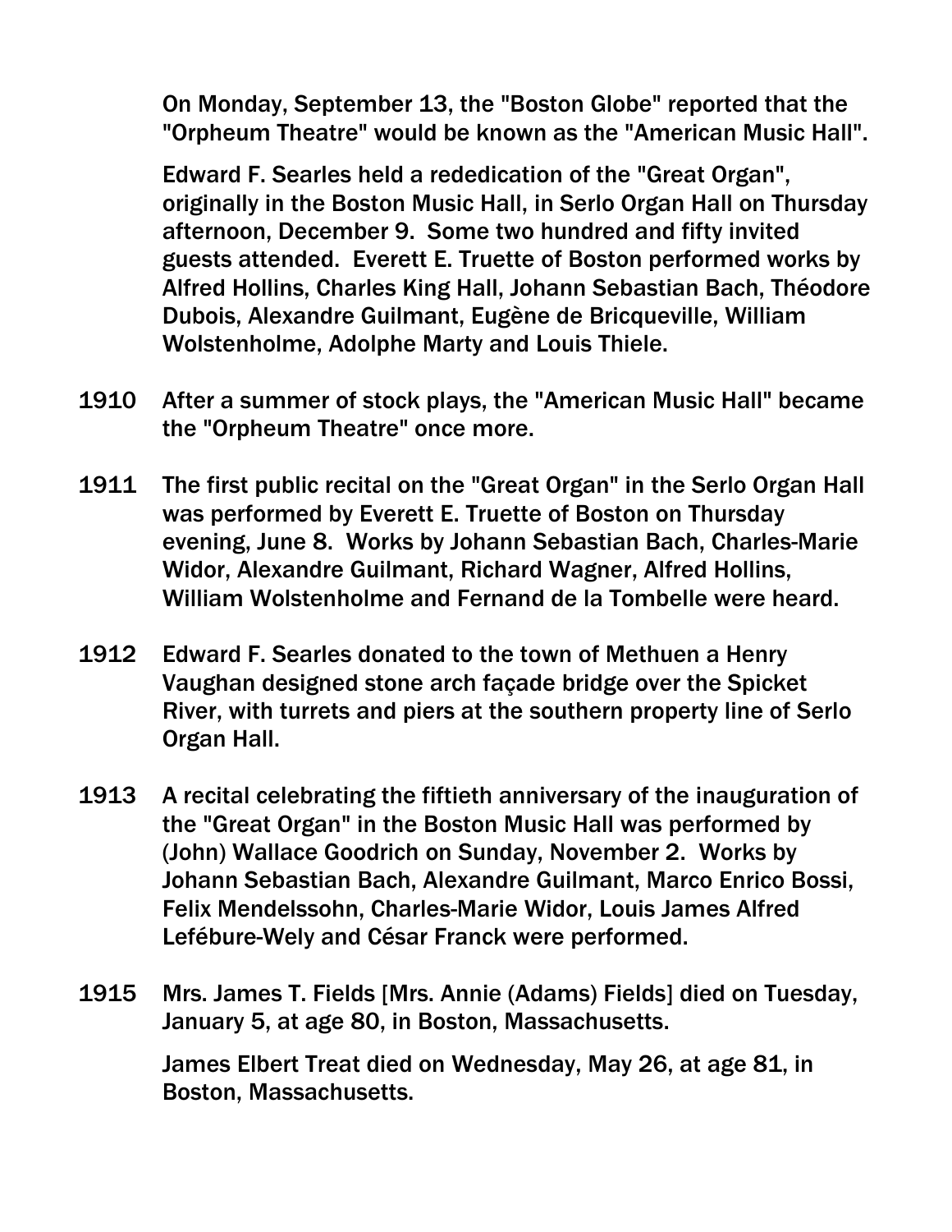On Monday, September 13, the "Boston Globe" reported that the "Orpheum Theatre" would be known as the "American Music Hall".

Edward F. Searles held a rededication of the "Great Organ", originally in the Boston Music Hall, in Serlo Organ Hall on Thursday afternoon, December 9. Some two hundred and fifty invited guests attended. Everett E. Truette of Boston performed works by Alfred Hollins, Charles King Hall, Johann Sebastian Bach, Théodore Dubois, Alexandre Guilmant, Eugène de Bricqueville, William Wolstenholme, Adolphe Marty and Louis Thiele.

**1910** After a summer of stock plays, the "American Music Hall" became the "Orpheum Theatre" once more.

**1911** The first public recital on the "Great Organ" in the Serlo Organ Hall was performed by Everett E. Truette of Boston on Thursday evening, June 8. Works by Johann Sebastian Bach, Charles-Marie Widor, Alexandre Guilmant, Richard Wagner, Alfred Hollins, William Wolstenholme and Fernand de la Tombelle were heard.

**1912** Edward F. Searles donated to the town of Methuen a Henry Vaughan designed stone arch façade bridge over the Spicket River, with turrets and piers at the southern property line of Serlo Organ Hall.

**1913** A recital celebrating the fiftieth anniversary of the inauguration of the "Great Organ" in the Boston Music Hall was performed by (John) Wallace Goodrich on Sunday, November 2. Works by Johann Sebastian Bach, Alexandre Guilmant, Marco Enrico Bossi, Felix Mendelssohn, Charles-Marie Widor, Louis James Alfred Lefébure-Wely and César Franck were performed.

**1915** Mrs. James T. Fields [Mrs. Annie (Adams) Fields] died on Tuesday, January 5, at age 80, in Boston, Massachusetts.

James Elbert Treat died on Wednesday, May 26, at age 81, in Boston, Massachusetts.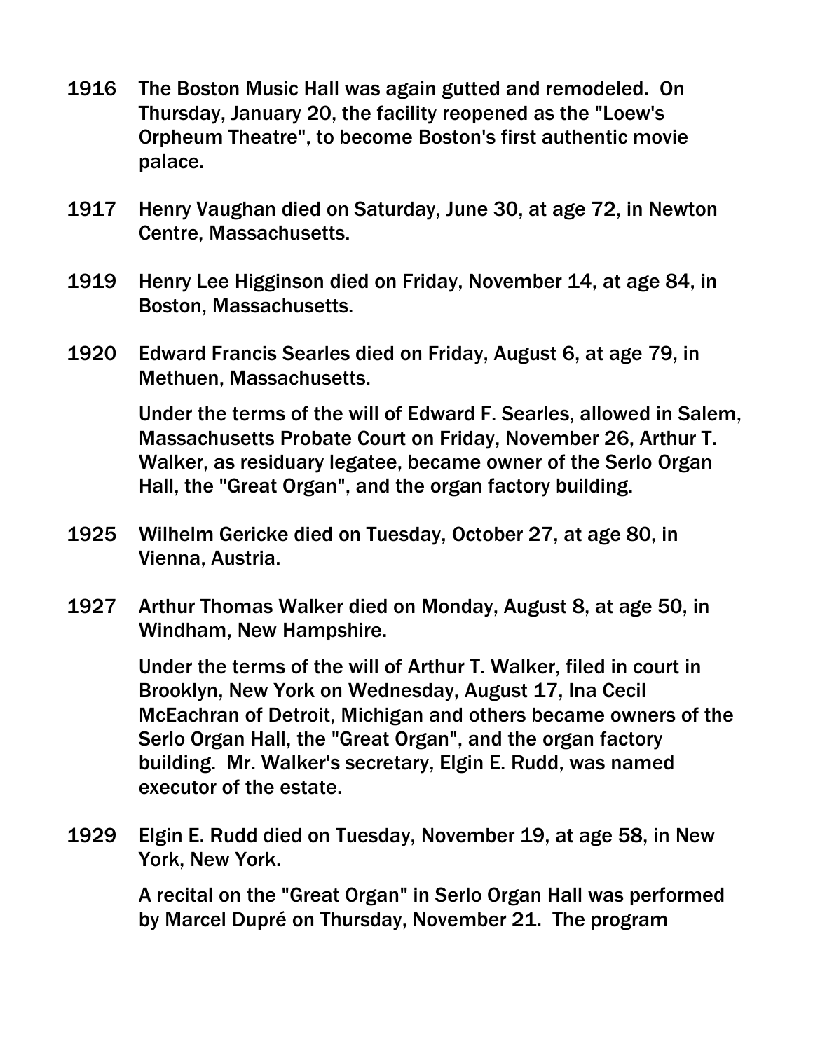1916 The Boston Music Hall was again gutted and remodeled. On Thursday, January 20, the facility reopened as the "Loew's Orpheum Theatre", to become Boston's first authentic movie palace.

1917 Henry Vaughan died on Saturday, June 30, at age 72, in Newton Centre, Massachusetts.

1919 Henry Lee Higginson died on Friday, November 14, at age 84, in Boston, Massachusetts.

1920 Edward Francis Searles died on Friday, August 6, at age 79, in Methuen, Massachusetts.

Under the terms of the will of Edward F. Searles, allowed in Salem, Massachusetts Probate Court on Friday, November 26, Arthur T. Walker, as residuary legatee, became owner of the Serlo Organ Hall, the "Great Organ", and the organ factory building.

1925 Wilhelm Gericke died on Tuesday, October 27, at age 80, in Vienna, Austria.

1927 Arthur Thomas Walker died on Monday, August 8, at age 50, in Windham, New Hampshire.

Under the terms of the will of Arthur T. Walker, filed in court in Brooklyn, New York on Wednesday, August 17, Ina Cecil McEachran of Detroit, Michigan and others became owners of the Serlo Organ Hall, the "Great Organ", and the organ factory building. Mr. Walker's secretary, Elgin E. Rudd, was named executor of the estate.

1929 Elgin E. Rudd died on Tuesday, November 19, at age 58, in New York, New York.

A recital on the "Great Organ" in Serlo Organ Hall was performed by Marcel Dupré on Thursday, November 21. The program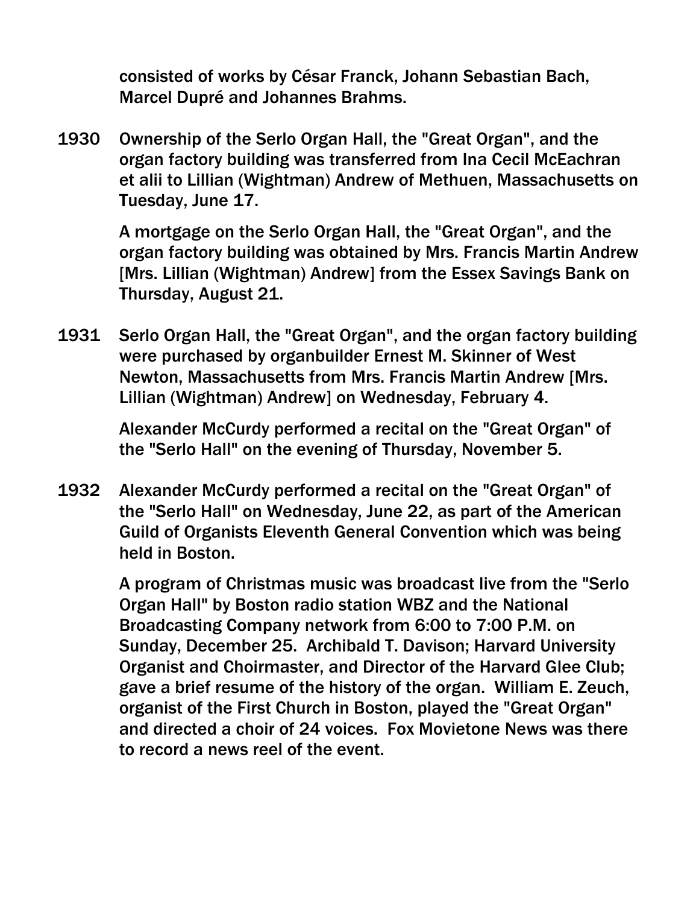consisted of works by César Franck, Johann Sebastian Bach, Marcel Dupré and Johannes Brahms.

**1930** Ownership of the Serlo Organ Hall, the "Great Organ", and the organ factory building was transferred from Ina Cecil McEachran et alii to Lillian (Wightman) Andrew of Methuen, Massachusetts on Tuesday, June 17.

A mortgage on the Serlo Organ Hall, the "Great Organ", and the organ factory building was obtained by Mrs. Francis Martin Andrew [Mrs. Lillian (Wightman) Andrew] from the Essex Savings Bank on Thursday, August 21.

**1931** Serlo Organ Hall, the "Great Organ", and the organ factory building were purchased by organbuilder Ernest M. Skinner of West Newton, Massachusetts from Mrs. Francis Martin Andrew [Mrs. Lillian (Wightman) Andrew] on Wednesday, February 4.

Alexander McCurdy performed a recital on the "Great Organ" of the "Serlo Hall" on the evening of Thursday, November 5.

**1932** Alexander McCurdy performed a recital on the "Great Organ" of the "Serlo Hall" on Wednesday, June 22, as part of the American Guild of Organists Eleventh General Convention which was being held in Boston.

A program of Christmas music was broadcast live from the "Serlo Organ Hall" by Boston radio station WBZ and the National Broadcasting Company network from 6:00 to 7:00 P.M. on Sunday, December 25. Archibald T. Davison; Harvard University Organist and Choirmaster, and Director of the Harvard Glee Club; gave a brief resume of the history of the organ. William E. Zeuch, organist of the First Church in Boston, played the "Great Organ" and directed a choir of 24 voices. Fox Movietone News was there to record a news reel of the event.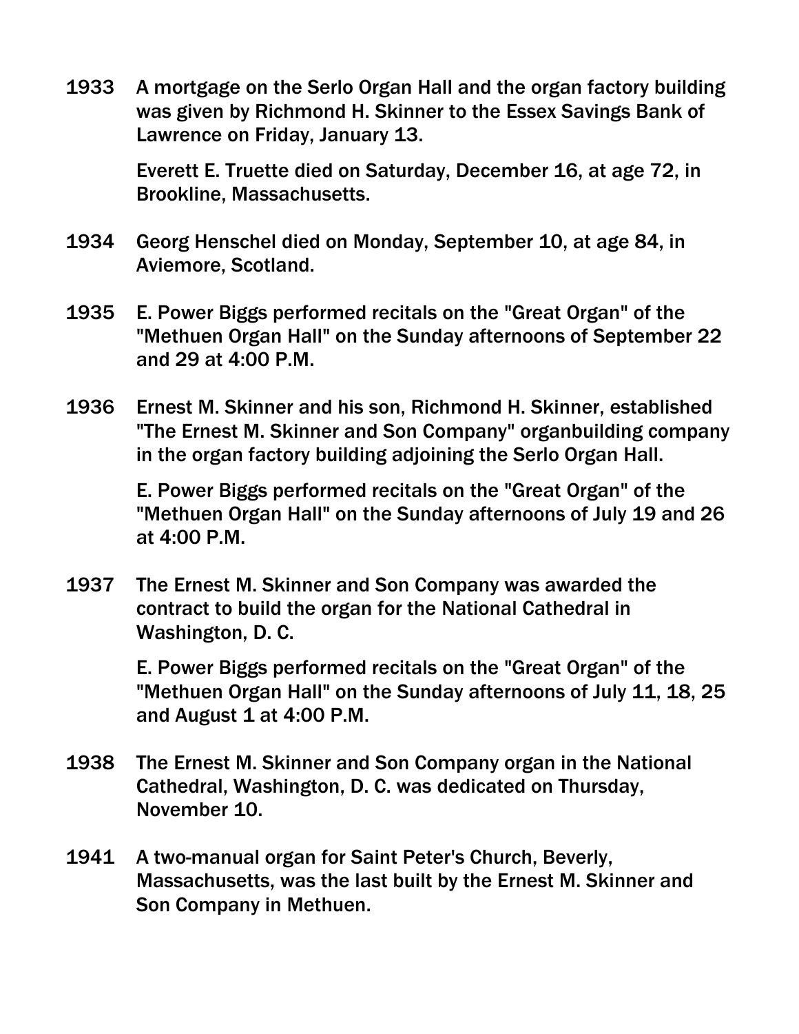1933 A mortgage on the Serlo Organ Hall and the organ factory building was given by Richmond H. Skinner to the Essex Savings Bank of Lawrence on Friday, January 13.

Everett E. Truette died on Saturday, December 16, at age 72, in Brookline, Massachusetts.

1934 Georg Henschel died on Monday, September 10, at age 84, in Aviemore, Scotland.

1935 E. Power Biggs performed recitals on the "Great Organ" of the "Methuen Organ Hall" on the Sunday afternoons of September 22 and 29 at 4:00 P.M.

1936 Ernest M. Skinner and his son, Richmond H. Skinner, established "The Ernest M. Skinner and Son Company" organbuilding company in the organ factory building adjoining the Serlo Organ Hall.

E. Power Biggs performed recitals on the "Great Organ" of the "Methuen Organ Hall" on the Sunday afternoons of July 19 and 26 at 4:00 P.M.

1937 The Ernest M. Skinner and Son Company was awarded the contract to build the organ for the National Cathedral in Washington, D. C.

E. Power Biggs performed recitals on the "Great Organ" of the "Methuen Organ Hall" on the Sunday afternoons of July 11, 18, 25 and August 1 at 4:00 P.M.

1938 The Ernest M. Skinner and Son Company organ in the National Cathedral, Washington, D. C. was dedicated on Thursday, November 10.

1941 A two-manual organ for Saint Peter's Church, Beverly, Massachusetts, was the last built by the Ernest M. Skinner and Son Company in Methuen.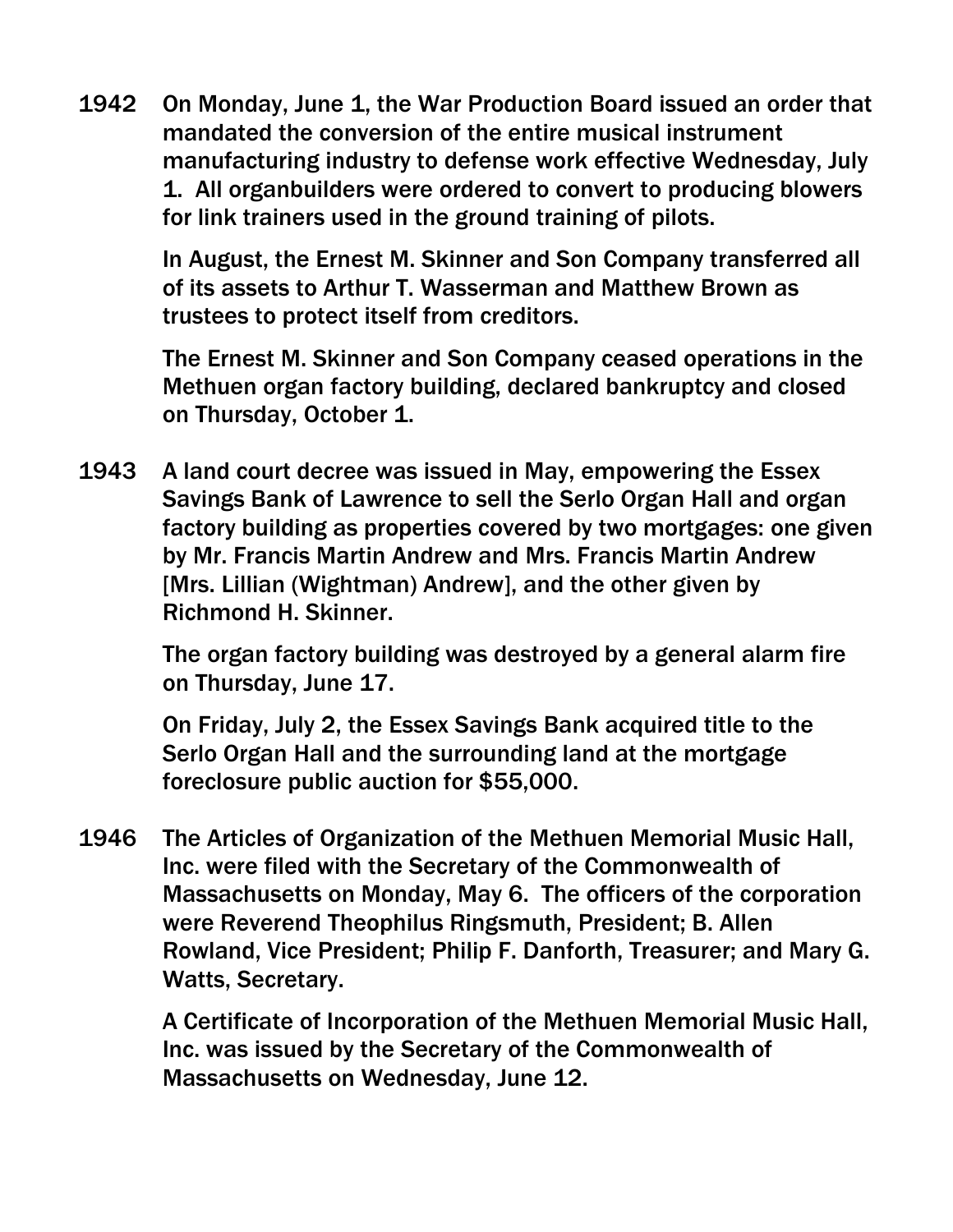**1942** On Monday, June 1, the War Production Board issued an order that mandated the conversion of the entire musical instrument manufacturing industry to defense work effective Wednesday, July 1. All organbuilders were ordered to convert to producing blowers for link trainers used in the ground training of pilots.

In August, the Ernest M. Skinner and Son Company transferred all of its assets to Arthur T. Wasserman and Matthew Brown as trustees to protect itself from creditors.

The Ernest M. Skinner and Son Company ceased operations in the Methuen organ factory building, declared bankruptcy and closed on Thursday, October 1.

**1943** A land court decree was issued in May, empowering the Essex Savings Bank of Lawrence to sell the Serlo Organ Hall and organ factory building as properties covered by two mortgages: one given by Mr. Francis Martin Andrew and Mrs. Francis Martin Andrew [Mrs. Lillian (Wightman) Andrew], and the other given by Richmond H. Skinner.

The organ factory building was destroyed by a general alarm fire on Thursday, June 17.

On Friday, July 2, the Essex Savings Bank acquired title to the Serlo Organ Hall and the surrounding land at the mortgage foreclosure public auction for $55,000.

**1946** The Articles of Organization of the Methuen Memorial Music Hall, Inc. were filed with the Secretary of the Commonwealth of Massachusetts on Monday, May 6. The officers of the corporation were Reverend Theophilus Ringsmuth, President; B. Allen Rowland, Vice President; Philip F. Danforth, Treasurer; and Mary G. Watts, Secretary.

A Certificate of Incorporation of the Methuen Memorial Music Hall, Inc. was issued by the Secretary of the Commonwealth of Massachusetts on Wednesday, June 12.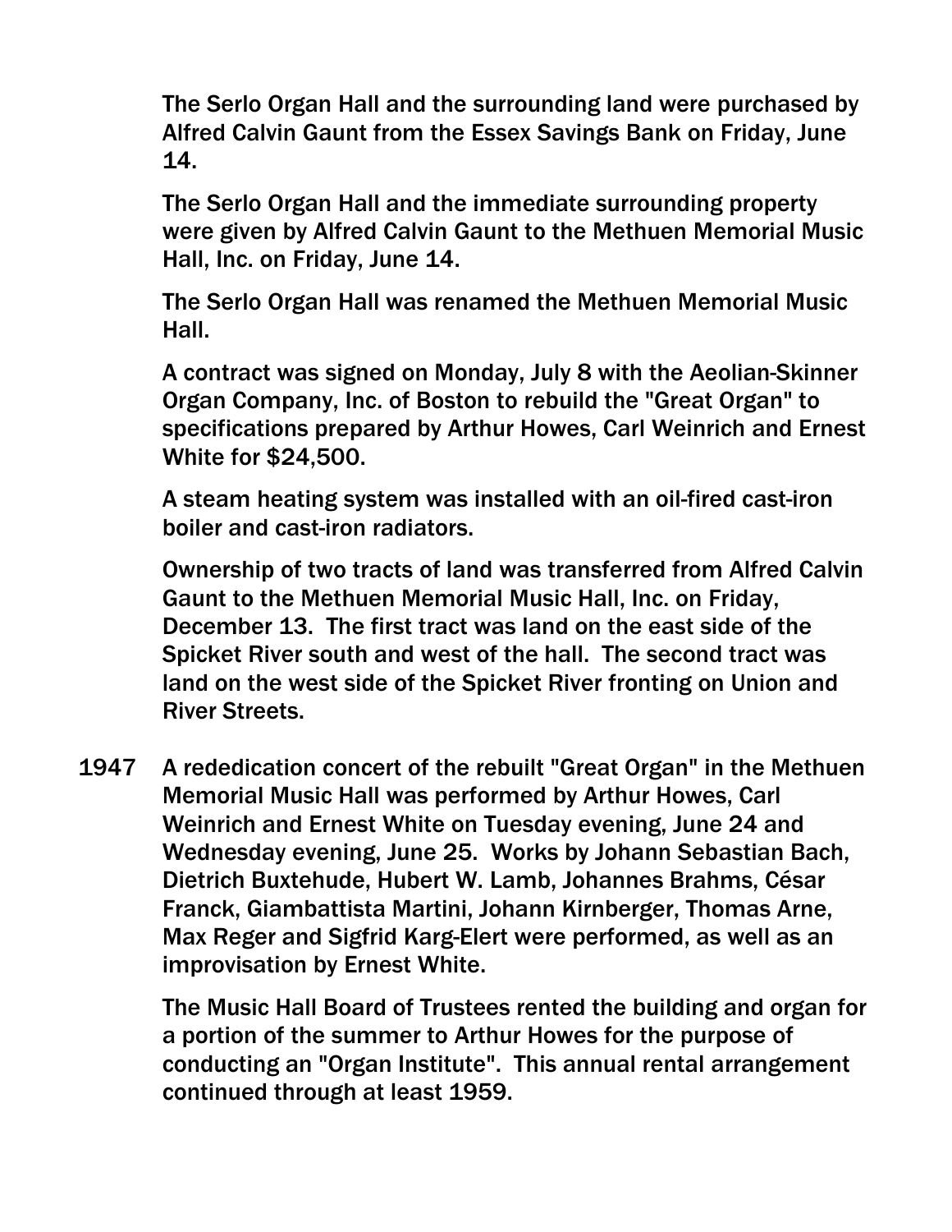The Serlo Organ Hall and the surrounding land were purchased by Alfred Calvin Gaunt from the Essex Savings Bank on Friday, June 14.

The Serlo Organ Hall and the immediate surrounding property were given by Alfred Calvin Gaunt to the Methuen Memorial Music Hall, Inc. on Friday, June 14.

The Serlo Organ Hall was renamed the Methuen Memorial Music Hall.

A contract was signed on Monday, July 8 with the Aeolian-Skinner Organ Company, Inc. of Boston to rebuild the "Great Organ" to specifications prepared by Arthur Howes, Carl Weinrich and Ernest White for $24,500.

A steam heating system was installed with an oil-fired cast-iron boiler and cast-iron radiators.

Ownership of two tracts of land was transferred from Alfred Calvin Gaunt to the Methuen Memorial Music Hall, Inc. on Friday, December 13. The first tract was land on the east side of the Spicket River south and west of the hall. The second tract was land on the west side of the Spicket River fronting on Union and River Streets.

**1947** A rededication concert of the rebuilt "Great Organ" in the Methuen Memorial Music Hall was performed by Arthur Howes, Carl Weinrich and Ernest White on Tuesday evening, June 24 and Wednesday evening, June 25. Works by Johann Sebastian Bach, Dietrich Buxtehude, Hubert W. Lamb, Johannes Brahms, César Franck, Giambattista Martini, Johann Kirnberger, Thomas Arne, Max Reger and Sigfrid Karg-Elert were performed, as well as an improvisation by Ernest White.

The Music Hall Board of Trustees rented the building and organ for a portion of the summer to Arthur Howes for the purpose of conducting an "Organ Institute". This annual rental arrangement continued through at least 1959.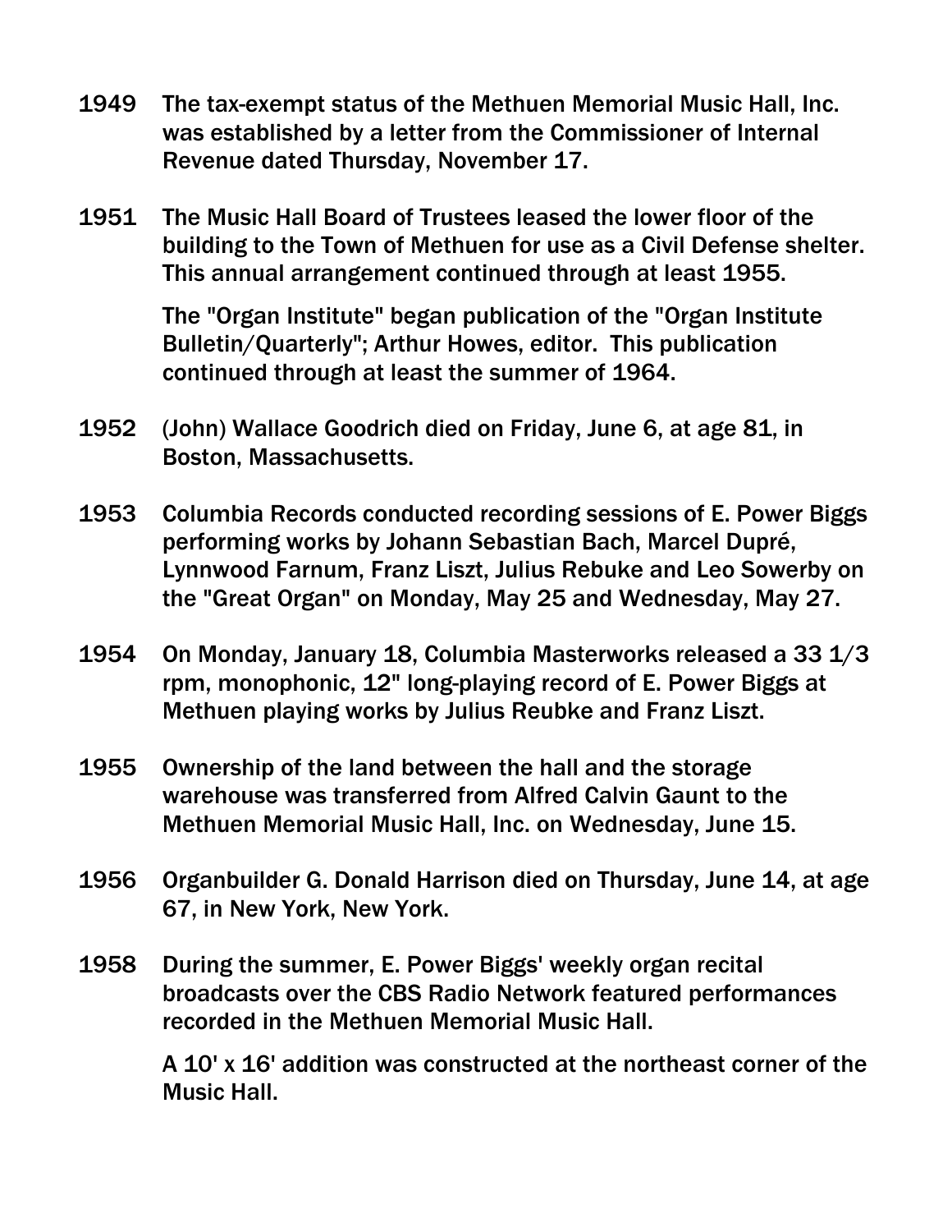**1949** The tax-exempt status of the Methuen Memorial Music Hall, Inc. was established by a letter from the Commissioner of Internal Revenue dated Thursday, November 17.

**1951** The Music Hall Board of Trustees leased the lower floor of the building to the Town of Methuen for use as a Civil Defense shelter. This annual arrangement continued through at least 1955.

The "Organ Institute" began publication of the "Organ Institute Bulletin/Quarterly"; Arthur Howes, editor. This publication continued through at least the summer of 1964.

**1952** (John) Wallace Goodrich died on Friday, June 6, at age 81, in Boston, Massachusetts.

**1953** Columbia Records conducted recording sessions of E. Power Biggs performing works by Johann Sebastian Bach, Marcel Dupré, Lynnwood Farnum, Franz Liszt, Julius Rebuke and Leo Sowerby on the "Great Organ" on Monday, May 25 and Wednesday, May 27.

**1954** On Monday, January 18, Columbia Masterworks released a 33 1/3 rpm, monophonic, 12" long-playing record of E. Power Biggs at Methuen playing works by Julius Reubke and Franz Liszt.

**1955** Ownership of the land between the hall and the storage warehouse was transferred from Alfred Calvin Gaunt to the Methuen Memorial Music Hall, Inc. on Wednesday, June 15.

**1956** Organbuilder G. Donald Harrison died on Thursday, June 14, at age 67, in New York, New York.

**1958** During the summer, E. Power Biggs' weekly organ recital broadcasts over the CBS Radio Network featured performances recorded in the Methuen Memorial Music Hall.

A 10' x 16' addition was constructed at the northeast corner of the Music Hall.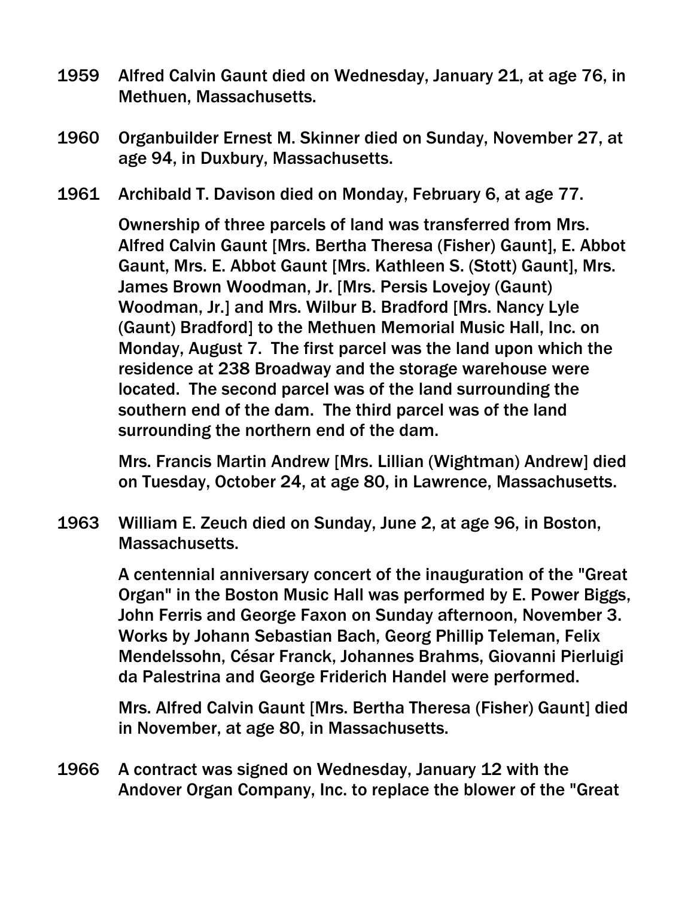1959 Alfred Calvin Gaunt died on Wednesday, January 21, at age 76, in Methuen, Massachusetts.

1960 Organbuilder Ernest M. Skinner died on Sunday, November 27, at age 94, in Duxbury, Massachusetts.

1961 Archibald T. Davison died on Monday, February 6, at age 77.

Ownership of three parcels of land was transferred from Mrs. Alfred Calvin Gaunt [Mrs. Bertha Theresa (Fisher) Gaunt], E. Abbot Gaunt, Mrs. E. Abbot Gaunt [Mrs. Kathleen S. (Stott) Gaunt], Mrs. James Brown Woodman, Jr. [Mrs. Persis Lovejoy (Gaunt) Woodman, Jr.] and Mrs. Wilbur B. Bradford [Mrs. Nancy Lyle (Gaunt) Bradford] to the Methuen Memorial Music Hall, Inc. on Monday, August 7. The first parcel was the land upon which the residence at 238 Broadway and the storage warehouse were located. The second parcel was of the land surrounding the southern end of the dam. The third parcel was of the land surrounding the northern end of the dam.

Mrs. Francis Martin Andrew [Mrs. Lillian (Wightman) Andrew] died on Tuesday, October 24, at age 80, in Lawrence, Massachusetts.

1963 William E. Zeuch died on Sunday, June 2, at age 96, in Boston, Massachusetts.

A centennial anniversary concert of the inauguration of the "Great Organ" in the Boston Music Hall was performed by E. Power Biggs, John Ferris and George Faxon on Sunday afternoon, November 3. Works by Johann Sebastian Bach, Georg Phillip Teleman, Felix Mendelssohn, César Franck, Johannes Brahms, Giovanni Pierluigi da Palestrina and George Friderich Handel were performed.

Mrs. Alfred Calvin Gaunt [Mrs. Bertha Theresa (Fisher) Gaunt] died in November, at age 80, in Massachusetts.

1966 A contract was signed on Wednesday, January 12 with the Andover Organ Company, Inc. to replace the blower of the "Great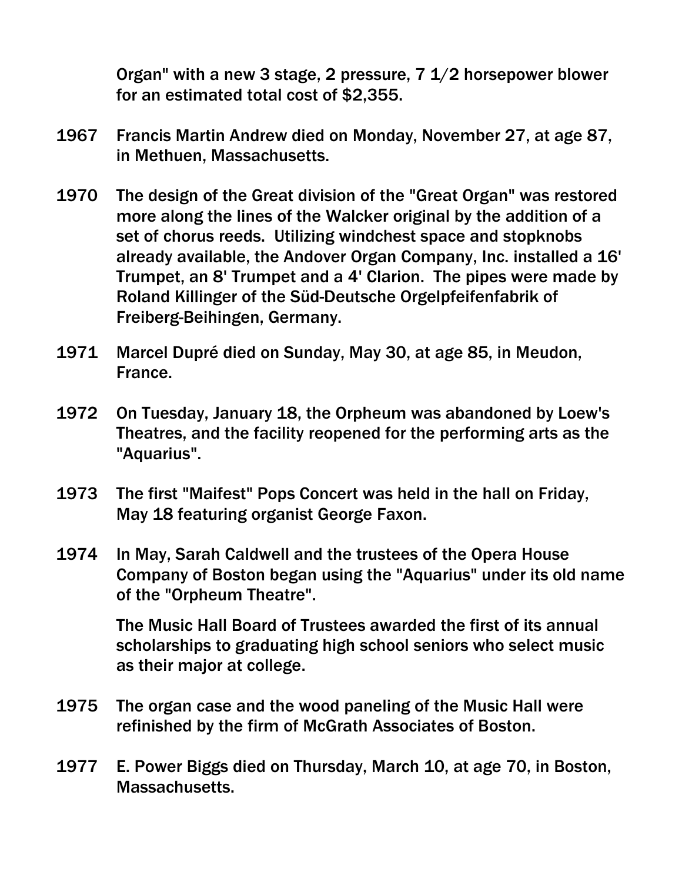Organ" with a new 3 stage, 2 pressure, 7 1/2 horsepower blower for an estimated total cost of $2,355.

**1967** Francis Martin Andrew died on Monday, November 27, at age 87, in Methuen, Massachusetts.

**1970** The design of the Great division of the "Great Organ" was restored more along the lines of the Walcker original by the addition of a set of chorus reeds. Utilizing windchest space and stopknobs already available, the Andover Organ Company, Inc. installed a 16' Trumpet, an 8' Trumpet and a 4' Clarion. The pipes were made by Roland Killinger of the Süd-Deutsche Orgelpfeifenfabrik of Freiberg-Beihingen, Germany.

**1971** Marcel Dupré died on Sunday, May 30, at age 85, in Meudon, France.

**1972** On Tuesday, January 18, the Orpheum was abandoned by Loew's Theatres, and the facility reopened for the performing arts as the "Aquarius".

**1973** The first "Maifest" Pops Concert was held in the hall on Friday, May 18 featuring organist George Faxon.

**1974** In May, Sarah Caldwell and the trustees of the Opera House Company of Boston began using the "Aquarius" under its old name of the "Orpheum Theatre".

The Music Hall Board of Trustees awarded the first of its annual scholarships to graduating high school seniors who select music as their major at college.

**1975** The organ case and the wood paneling of the Music Hall were refinished by the firm of McGrath Associates of Boston.

**1977** E. Power Biggs died on Thursday, March 10, at age 70, in Boston, Massachusetts.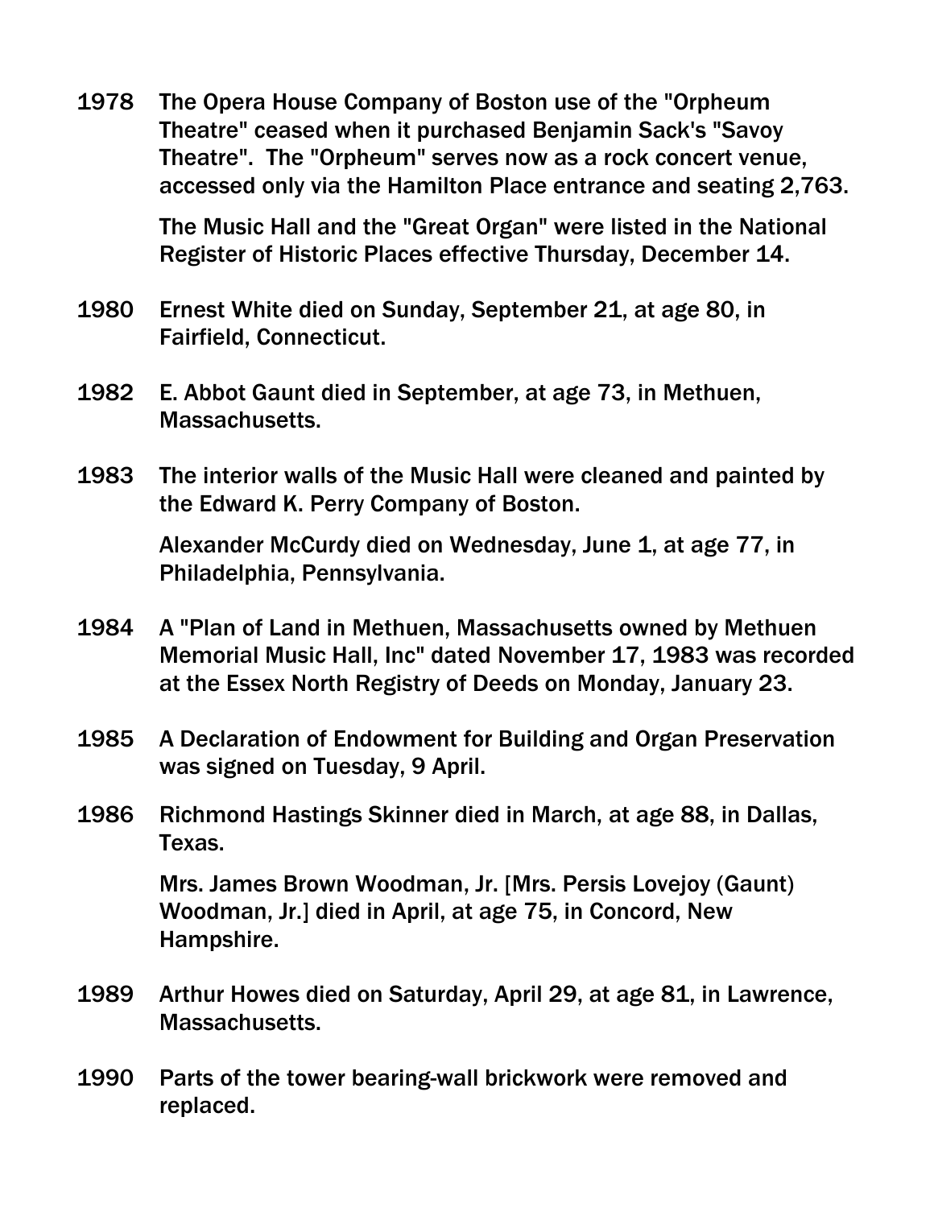1978 The Opera House Company of Boston use of the "Orpheum Theatre" ceased when it purchased Benjamin Sack's "Savoy Theatre". The "Orpheum" serves now as a rock concert venue, accessed only via the Hamilton Place entrance and seating 2,763.

The Music Hall and the "Great Organ" were listed in the National Register of Historic Places effective Thursday, December 14.

1980 Ernest White died on Sunday, September 21, at age 80, in Fairfield, Connecticut.

1982 E. Abbot Gaunt died in September, at age 73, in Methuen, Massachusetts.

1983 The interior walls of the Music Hall were cleaned and painted by the Edward K. Perry Company of Boston.

Alexander McCurdy died on Wednesday, June 1, at age 77, in Philadelphia, Pennsylvania.

1984 A "Plan of Land in Methuen, Massachusetts owned by Methuen Memorial Music Hall, Inc" dated November 17, 1983 was recorded at the Essex North Registry of Deeds on Monday, January 23.

1985 A Declaration of Endowment for Building and Organ Preservation was signed on Tuesday, 9 April.

1986 Richmond Hastings Skinner died in March, at age 88, in Dallas, Texas.

Mrs. James Brown Woodman, Jr. [Mrs. Persis Lovejoy (Gaunt) Woodman, Jr.] died in April, at age 75, in Concord, New Hampshire.

1989 Arthur Howes died on Saturday, April 29, at age 81, in Lawrence, Massachusetts.

1990 Parts of the tower bearing-wall brickwork were removed and replaced.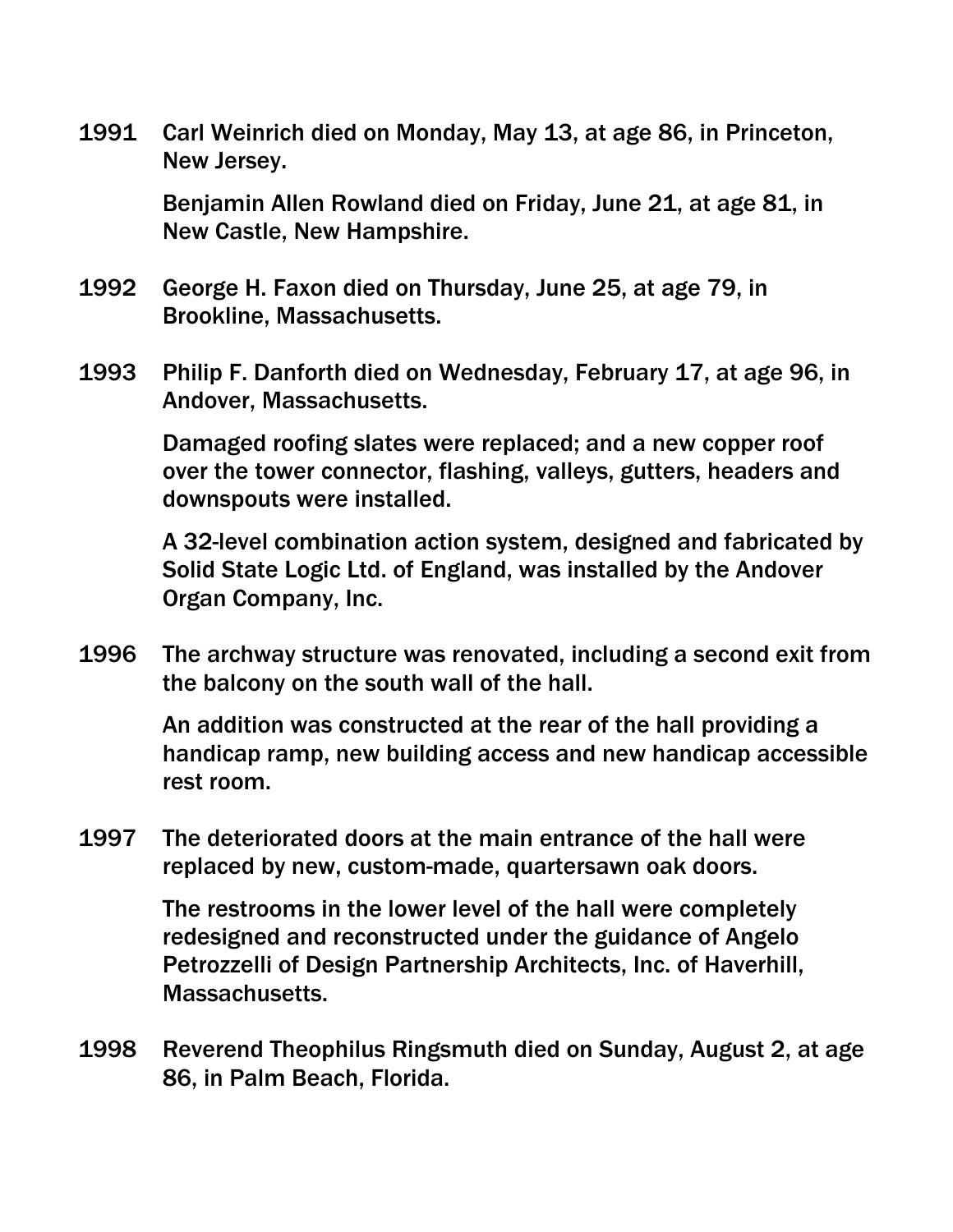**1991** Carl Weinrich died on Monday, May 13, at age 86, in Princeton, New Jersey.

Benjamin Allen Rowland died on Friday, June 21, at age 81, in New Castle, New Hampshire.

**1992** George H. Faxon died on Thursday, June 25, at age 79, in Brookline, Massachusetts.

**1993** Philip F. Danforth died on Wednesday, February 17, at age 96, in Andover, Massachusetts.

Damaged roofing slates were replaced; and a new copper roof over the tower connector, flashing, valleys, gutters, headers and downspouts were installed.

A 32-level combination action system, designed and fabricated by Solid State Logic Ltd. of England, was installed by the Andover Organ Company, Inc.

**1996** The archway structure was renovated, including a second exit from the balcony on the south wall of the hall.

An addition was constructed at the rear of the hall providing a handicap ramp, new building access and new handicap accessible rest room.

**1997** The deteriorated doors at the main entrance of the hall were replaced by new, custom-made, quartersawn oak doors.

The restrooms in the lower level of the hall were completely redesigned and reconstructed under the guidance of Angelo Petrozzelli of Design Partnership Architects, Inc. of Haverhill, Massachusetts.

**1998** Reverend Theophilus Ringsmuth died on Sunday, August 2, at age 86, in Palm Beach, Florida.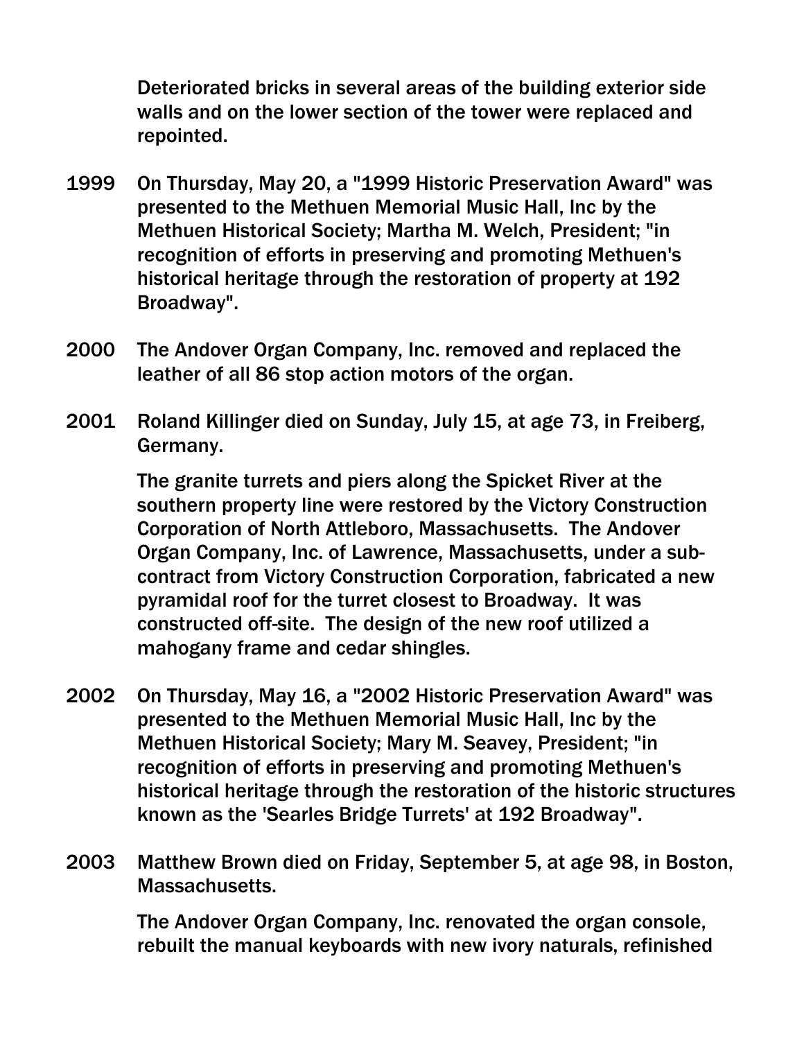Deteriorated bricks in several areas of the building exterior side walls and on the lower section of the tower were replaced and repointed.

1999 On Thursday, May 20, a "1999 Historic Preservation Award" was presented to the Methuen Memorial Music Hall, Inc by the Methuen Historical Society; Martha M. Welch, President; "in recognition of efforts in preserving and promoting Methuen's historical heritage through the restoration of property at 192 Broadway".

2000 The Andover Organ Company, Inc. removed and replaced the leather of all 86 stop action motors of the organ.

2001 Roland Killinger died on Sunday, July 15, at age 73, in Freiberg, Germany.

The granite turrets and piers along the Spicket River at the southern property line were restored by the Victory Construction Corporation of North Attleboro, Massachusetts. The Andover Organ Company, Inc. of Lawrence, Massachusetts, under a sub-contract from Victory Construction Corporation, fabricated a new pyramidal roof for the turret closest to Broadway. It was constructed off-site. The design of the new roof utilized a mahogany frame and cedar shingles.

2002 On Thursday, May 16, a "2002 Historic Preservation Award" was presented to the Methuen Memorial Music Hall, Inc by the Methuen Historical Society; Mary M. Seavey, President; "in recognition of efforts in preserving and promoting Methuen's historical heritage through the restoration of the historic structures known as the 'Searles Bridge Turrets' at 192 Broadway".

2003 Matthew Brown died on Friday, September 5, at age 98, in Boston, Massachusetts.

The Andover Organ Company, Inc. renovated the organ console, rebuilt the manual keyboards with new ivory naturals, refinished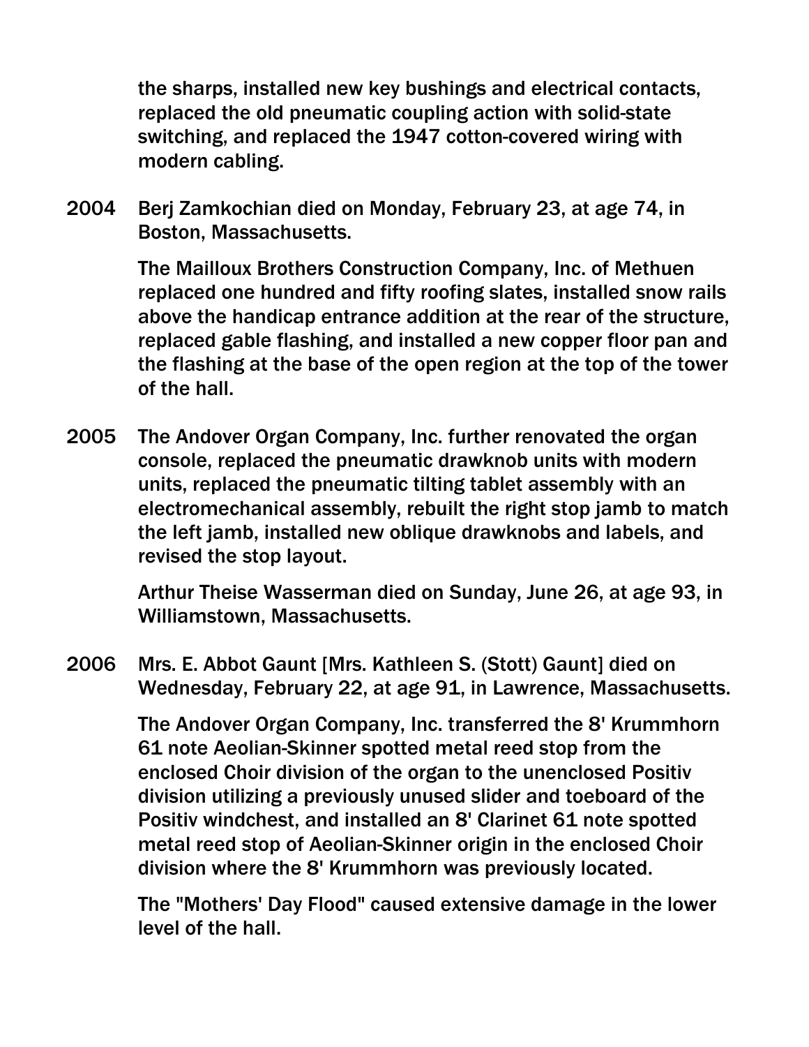the sharps, installed new key bushings and electrical contacts, replaced the old pneumatic coupling action with solid-state switching, and replaced the 1947 cotton-covered wiring with modern cabling.

2004 Berj Zamkochian died on Monday, February 23, at age 74, in Boston, Massachusetts.

The Mailloux Brothers Construction Company, Inc. of Methuen replaced one hundred and fifty roofing slates, installed snow rails above the handicap entrance addition at the rear of the structure, replaced gable flashing, and installed a new copper floor pan and the flashing at the base of the open region at the top of the tower of the hall.

2005 The Andover Organ Company, Inc. further renovated the organ console, replaced the pneumatic drawknob units with modern units, replaced the pneumatic tilting tablet assembly with an electromechanical assembly, rebuilt the right stop jamb to match the left jamb, installed new oblique drawknobs and labels, and revised the stop layout.

Arthur Theise Wasserman died on Sunday, June 26, at age 93, in Williamstown, Massachusetts.

2006 Mrs. E. Abbot Gaunt [Mrs. Kathleen S. (Stott) Gaunt] died on Wednesday, February 22, at age 91, in Lawrence, Massachusetts.

The Andover Organ Company, Inc. transferred the 8' Krummhorn 61 note Aeolian-Skinner spotted metal reed stop from the enclosed Choir division of the organ to the unenclosed Positiv division utilizing a previously unused slider and toeboard of the Positiv windchest, and installed an 8' Clarinet 61 note spotted metal reed stop of Aeolian-Skinner origin in the enclosed Choir division where the 8' Krummhorn was previously located.

The "Mothers' Day Flood" caused extensive damage in the lower level of the hall.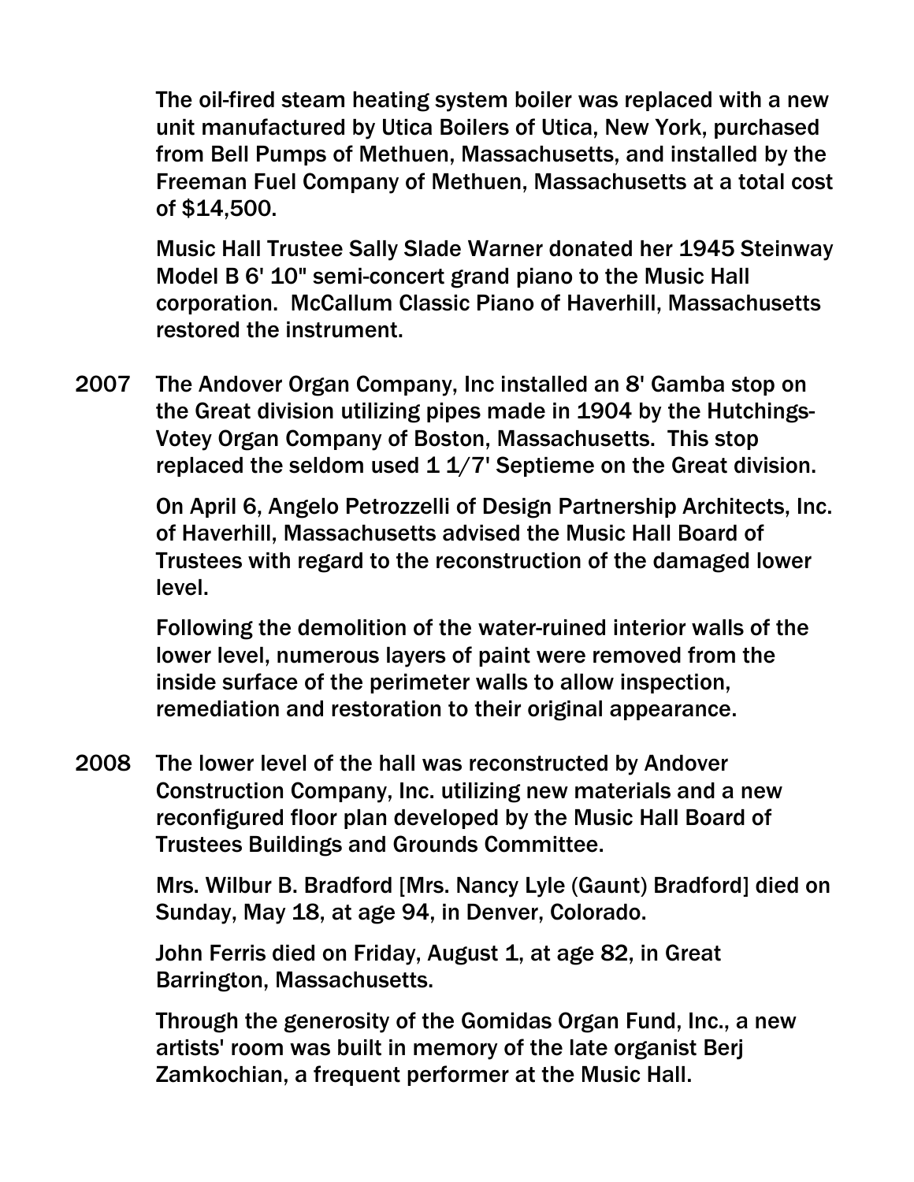The oil-fired steam heating system boiler was replaced with a new unit manufactured by Utica Boilers of Utica, New York, purchased from Bell Pumps of Methuen, Massachusetts, and installed by the Freeman Fuel Company of Methuen, Massachusetts at a total cost of $14,500.

Music Hall Trustee Sally Slade Warner donated her 1945 Steinway Model B 6' 10" semi-concert grand piano to the Music Hall corporation. McCallum Classic Piano of Haverhill, Massachusetts restored the instrument.

2007 The Andover Organ Company, Inc installed an 8' Gamba stop on the Great division utilizing pipes made in 1904 by the Hutchings-Votey Organ Company of Boston, Massachusetts. This stop replaced the seldom used 1 1/7' Septieme on the Great division.

On April 6, Angelo Petrozzelli of Design Partnership Architects, Inc. of Haverhill, Massachusetts advised the Music Hall Board of Trustees with regard to the reconstruction of the damaged lower level.

Following the demolition of the water-ruined interior walls of the lower level, numerous layers of paint were removed from the inside surface of the perimeter walls to allow inspection, remediation and restoration to their original appearance.

2008 The lower level of the hall was reconstructed by Andover Construction Company, Inc. utilizing new materials and a new reconfigured floor plan developed by the Music Hall Board of Trustees Buildings and Grounds Committee.

Mrs. Wilbur B. Bradford [Mrs. Nancy Lyle (Gaunt) Bradford] died on Sunday, May 18, at age 94, in Denver, Colorado.

John Ferris died on Friday, August 1, at age 82, in Great Barrington, Massachusetts.

Through the generosity of the Gomidas Organ Fund, Inc., a new artists' room was built in memory of the late organist Berj Zamkochian, a frequent performer at the Music Hall.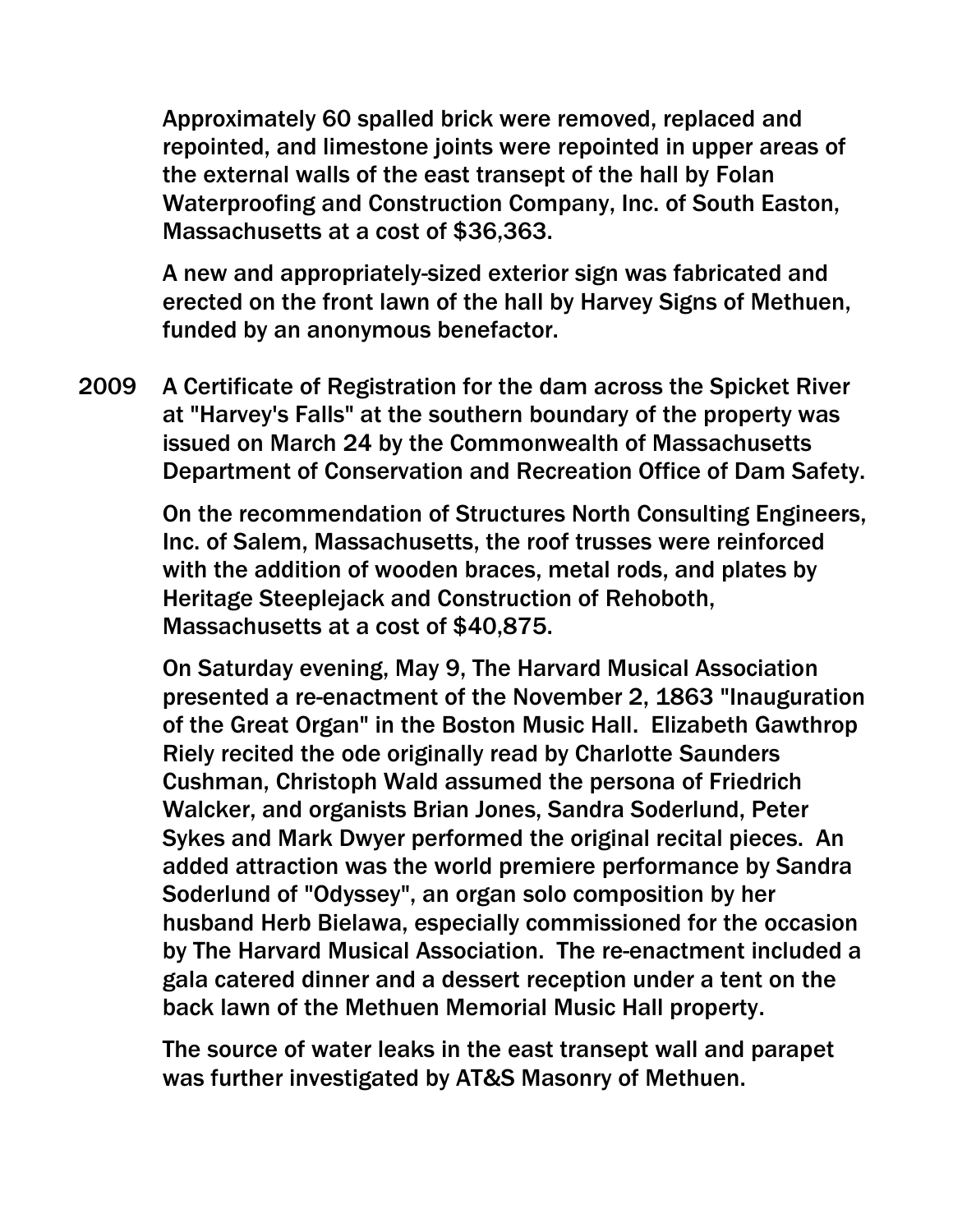Approximately 60 spalled brick were removed, replaced and repointed, and limestone joints were repointed in upper areas of the external walls of the east transept of the hall by Folan Waterproofing and Construction Company, Inc. of South Easton, Massachusetts at a cost of $36,363.

A new and appropriately-sized exterior sign was fabricated and erected on the front lawn of the hall by Harvey Signs of Methuen, funded by an anonymous benefactor.

2009 A Certificate of Registration for the dam across the Spicket River at "Harvey's Falls" at the southern boundary of the property was issued on March 24 by the Commonwealth of Massachusetts Department of Conservation and Recreation Office of Dam Safety.

On the recommendation of Structures North Consulting Engineers, Inc. of Salem, Massachusetts, the roof trusses were reinforced with the addition of wooden braces, metal rods, and plates by Heritage Steeplejack and Construction of Rehoboth, Massachusetts at a cost of $40,875.

On Saturday evening, May 9, The Harvard Musical Association presented a re-enactment of the November 2, 1863 "Inauguration of the Great Organ" in the Boston Music Hall. Elizabeth Gawthrop Riely recited the ode originally read by Charlotte Saunders Cushman, Christoph Wald assumed the persona of Friedrich Walcker, and organists Brian Jones, Sandra Soderlund, Peter Sykes and Mark Dwyer performed the original recital pieces. An added attraction was the world premiere performance by Sandra Soderlund of "Odyssey", an organ solo composition by her husband Herb Bielawa, especially commissioned for the occasion by The Harvard Musical Association. The re-enactment included a gala catered dinner and a dessert reception under a tent on the back lawn of the Methuen Memorial Music Hall property.

The source of water leaks in the east transept wall and parapet was further investigated by AT&S Masonry of Methuen.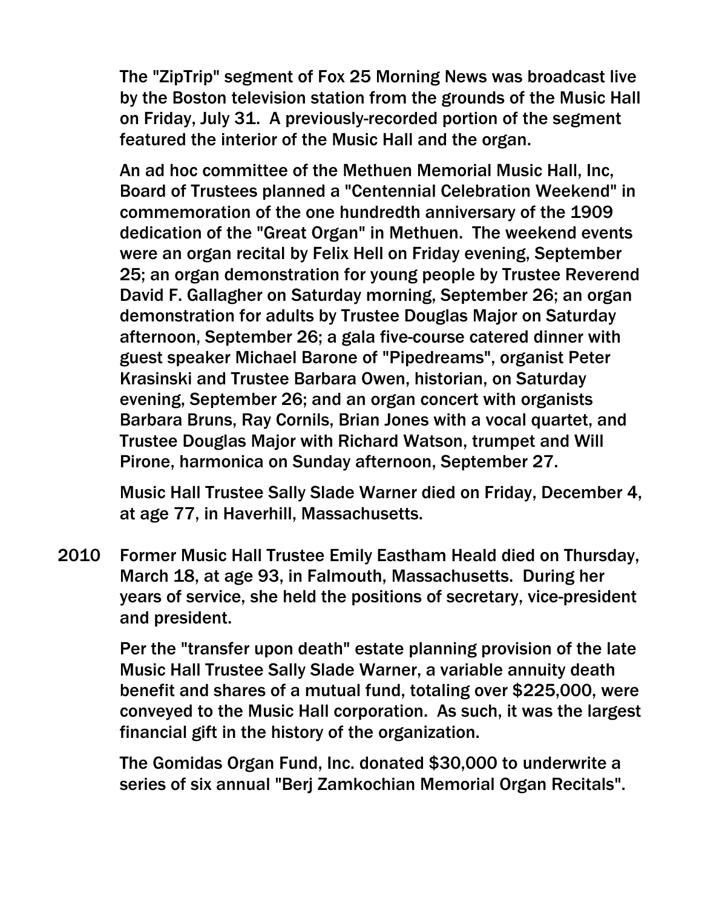The "ZipTrip" segment of Fox 25 Morning News was broadcast live by the Boston television station from the grounds of the Music Hall on Friday, July 31. A previously-recorded portion of the segment featured the interior of the Music Hall and the organ.

An ad hoc committee of the Methuen Memorial Music Hall, Inc, Board of Trustees planned a "Centennial Celebration Weekend" in commemoration of the one hundredth anniversary of the 1909 dedication of the "Great Organ" in Methuen. The weekend events were an organ recital by Felix Hell on Friday evening, September 25; an organ demonstration for young people by Trustee Reverend David F. Gallagher on Saturday morning, September 26; an organ demonstration for adults by Trustee Douglas Major on Saturday afternoon, September 26; a gala five-course catered dinner with guest speaker Michael Barone of "Pipedreams", organist Peter Krasinski and Trustee Barbara Owen, historian, on Saturday evening, September 26; and an organ concert with organists Barbara Bruns, Ray Cornils, Brian Jones with a vocal quartet, and Trustee Douglas Major with Richard Watson, trumpet and Will Pirone, harmonica on Sunday afternoon, September 27.

Music Hall Trustee Sally Slade Warner died on Friday, December 4, at age 77, in Haverhill, Massachusetts.

2010 Former Music Hall Trustee Emily Eastham Heald died on Thursday, March 18, at age 93, in Falmouth, Massachusetts. During her years of service, she held the positions of secretary, vice-president and president.

Per the "transfer upon death" estate planning provision of the late Music Hall Trustee Sally Slade Warner, a variable annuity death benefit and shares of a mutual fund, totaling over $225,000, were conveyed to the Music Hall corporation. As such, it was the largest financial gift in the history of the organization.

The Gomidas Organ Fund, Inc. donated $30,000 to underwrite a series of six annual "Berj Zamkochian Memorial Organ Recitals".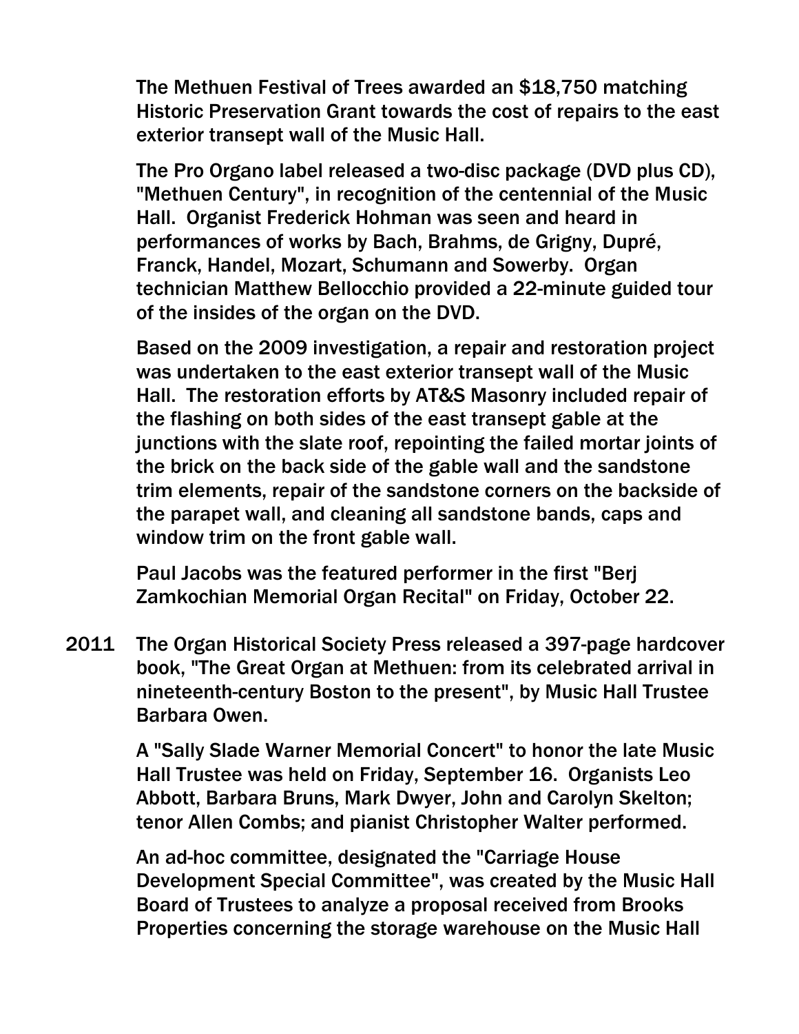The Methuen Festival of Trees awarded an $18,750 matching Historic Preservation Grant towards the cost of repairs to the east exterior transept wall of the Music Hall.

The Pro Organo label released a two-disc package (DVD plus CD), "Methuen Century", in recognition of the centennial of the Music Hall. Organist Frederick Hohman was seen and heard in performances of works by Bach, Brahms, de Grigny, Dupré, Franck, Handel, Mozart, Schumann and Sowerby. Organ technician Matthew Bellocchio provided a 22-minute guided tour of the insides of the organ on the DVD.

Based on the 2009 investigation, a repair and restoration project was undertaken to the east exterior transept wall of the Music Hall. The restoration efforts by AT&S Masonry included repair of the flashing on both sides of the east transept gable at the junctions with the slate roof, repointing the failed mortar joints of the brick on the back side of the gable wall and the sandstone trim elements, repair of the sandstone corners on the backside of the parapet wall, and cleaning all sandstone bands, caps and window trim on the front gable wall.

Paul Jacobs was the featured performer in the first "Berj Zamkochian Memorial Organ Recital" on Friday, October 22.

**2011** The Organ Historical Society Press released a 397-page hardcover book, "The Great Organ at Methuen: from its celebrated arrival in nineteenth-century Boston to the present", by Music Hall Trustee Barbara Owen.

A "Sally Slade Warner Memorial Concert" to honor the late Music Hall Trustee was held on Friday, September 16. Organists Leo Abbott, Barbara Bruns, Mark Dwyer, John and Carolyn Skelton; tenor Allen Combs; and pianist Christopher Walter performed.

An ad-hoc committee, designated the "Carriage House Development Special Committee", was created by the Music Hall Board of Trustees to analyze a proposal received from Brooks Properties concerning the storage warehouse on the Music Hall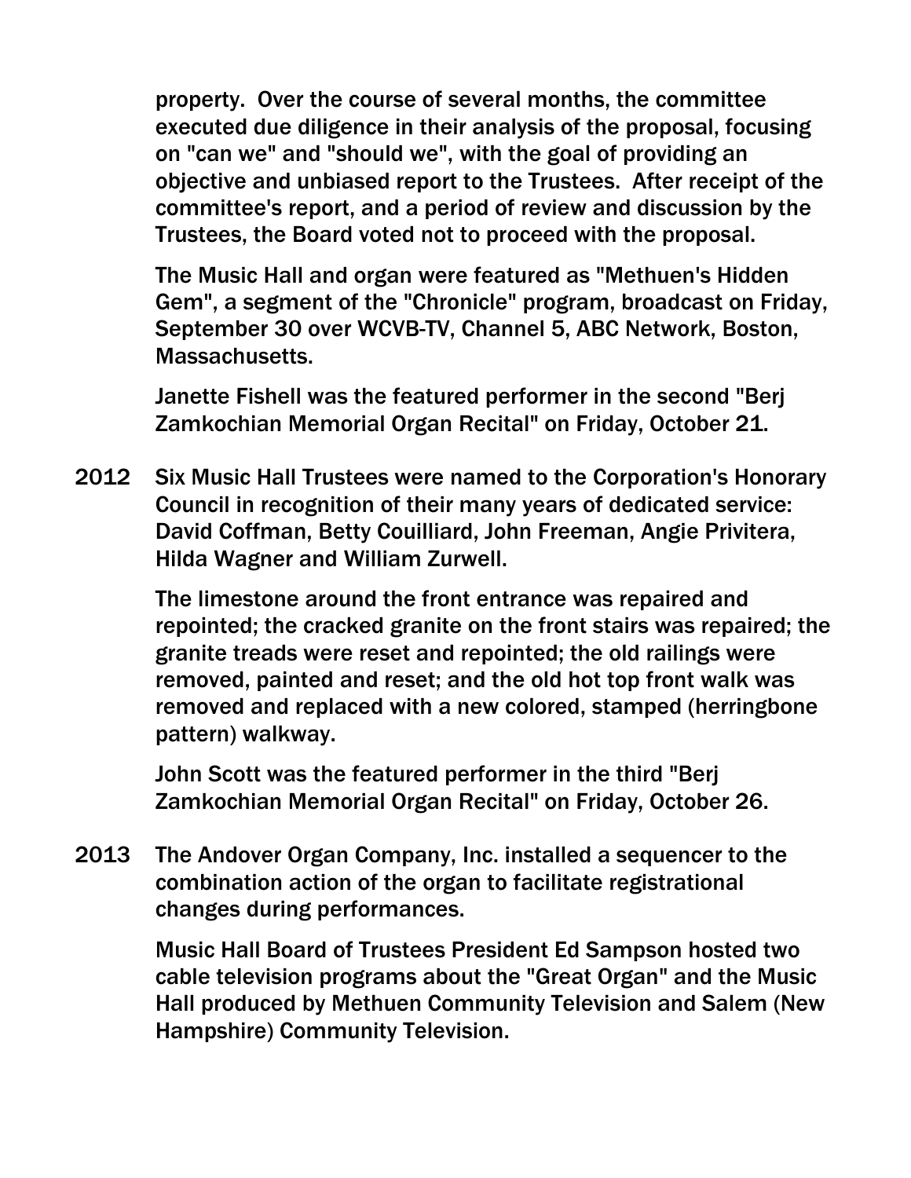property. Over the course of several months, the committee executed due diligence in their analysis of the proposal, focusing on "can we" and "should we", with the goal of providing an objective and unbiased report to the Trustees. After receipt of the committee's report, and a period of review and discussion by the Trustees, the Board voted not to proceed with the proposal.

The Music Hall and organ were featured as "Methuen's Hidden Gem", a segment of the "Chronicle" program, broadcast on Friday, September 30 over WCVB-TV, Channel 5, ABC Network, Boston, Massachusetts.

Janette Fishell was the featured performer in the second "Berj Zamkochian Memorial Organ Recital" on Friday, October 21.

**2012** Six Music Hall Trustees were named to the Corporation's Honorary Council in recognition of their many years of dedicated service: David Coffman, Betty Couilliard, John Freeman, Angie Privitera, Hilda Wagner and William Zurwell.

The limestone around the front entrance was repaired and repointed; the cracked granite on the front stairs was repaired; the granite treads were reset and repointed; the old railings were removed, painted and reset; and the old hot top front walk was removed and replaced with a new colored, stamped (herringbone pattern) walkway.

John Scott was the featured performer in the third "Berj Zamkochian Memorial Organ Recital" on Friday, October 26.

**2013** The Andover Organ Company, Inc. installed a sequencer to the combination action of the organ to facilitate registrational changes during performances.

Music Hall Board of Trustees President Ed Sampson hosted two cable television programs about the "Great Organ" and the Music Hall produced by Methuen Community Television and Salem (New Hampshire) Community Television.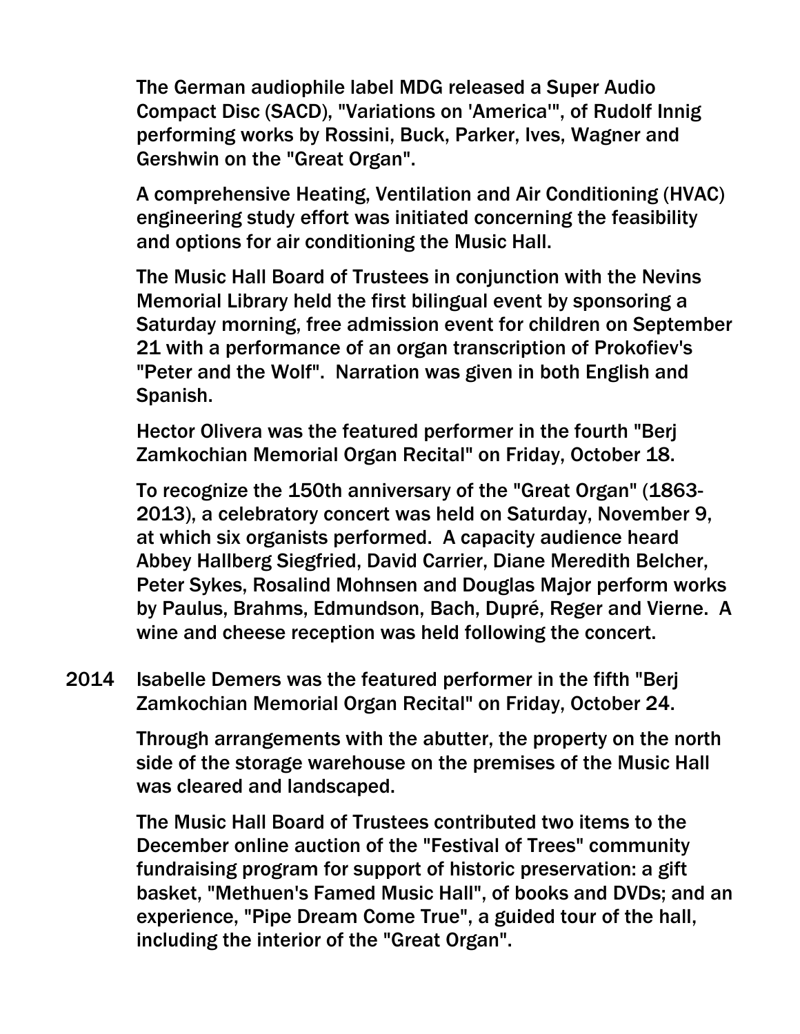The German audiophile label MDG released a Super Audio Compact Disc (SACD), "Variations on 'America'", of Rudolf Innig performing works by Rossini, Buck, Parker, Ives, Wagner and Gershwin on the "Great Organ".

A comprehensive Heating, Ventilation and Air Conditioning (HVAC) engineering study effort was initiated concerning the feasibility and options for air conditioning the Music Hall.

The Music Hall Board of Trustees in conjunction with the Nevins Memorial Library held the first bilingual event by sponsoring a Saturday morning, free admission event for children on September 21 with a performance of an organ transcription of Prokofiev's "Peter and the Wolf". Narration was given in both English and Spanish.

Hector Olivera was the featured performer in the fourth "Berj Zamkochian Memorial Organ Recital" on Friday, October 18.

To recognize the 150th anniversary of the "Great Organ" (1863-2013), a celebratory concert was held on Saturday, November 9, at which six organists performed. A capacity audience heard Abbey Hallberg Siegfried, David Carrier, Diane Meredith Belcher, Peter Sykes, Rosalind Mohnsen and Douglas Major perform works by Paulus, Brahms, Edmundson, Bach, Dupré, Reger and Vierne. A wine and cheese reception was held following the concert.

**2014** Isabelle Demers was the featured performer in the fifth "Berj Zamkochian Memorial Organ Recital" on Friday, October 24.

Through arrangements with the abutter, the property on the north side of the storage warehouse on the premises of the Music Hall was cleared and landscaped.

The Music Hall Board of Trustees contributed two items to the December online auction of the "Festival of Trees" community fundraising program for support of historic preservation: a gift basket, "Methuen's Famed Music Hall", of books and DVDs; and an experience, "Pipe Dream Come True", a guided tour of the hall, including the interior of the "Great Organ".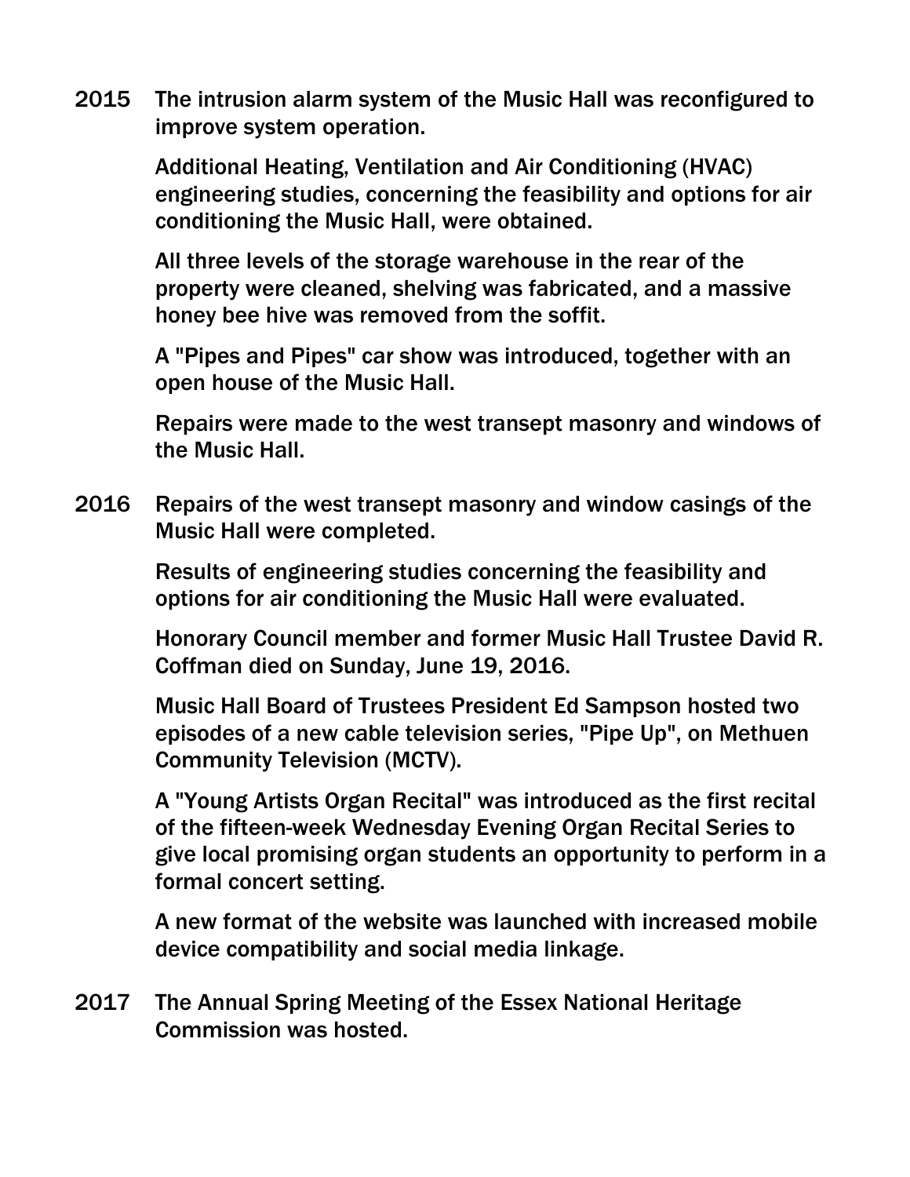**2015** The intrusion alarm system of the Music Hall was reconfigured to improve system operation.

Additional Heating, Ventilation and Air Conditioning (HVAC) engineering studies, concerning the feasibility and options for air conditioning the Music Hall, were obtained.

All three levels of the storage warehouse in the rear of the property were cleaned, shelving was fabricated, and a massive honey bee hive was removed from the soffit.

A "Pipes and Pipes" car show was introduced, together with an open house of the Music Hall.

Repairs were made to the west transept masonry and windows of the Music Hall.

**2016** Repairs of the west transept masonry and window casings of the Music Hall were completed.

Results of engineering studies concerning the feasibility and options for air conditioning the Music Hall were evaluated.

Honorary Council member and former Music Hall Trustee David R. Coffman died on Sunday, June 19, 2016.

Music Hall Board of Trustees President Ed Sampson hosted two episodes of a new cable television series, "Pipe Up", on Methuen Community Television (MCTV).

A "Young Artists Organ Recital" was introduced as the first recital of the fifteen-week Wednesday Evening Organ Recital Series to give local promising organ students an opportunity to perform in a formal concert setting.

A new format of the website was launched with increased mobile device compatibility and social media linkage.

**2017** The Annual Spring Meeting of the Essex National Heritage Commission was hosted.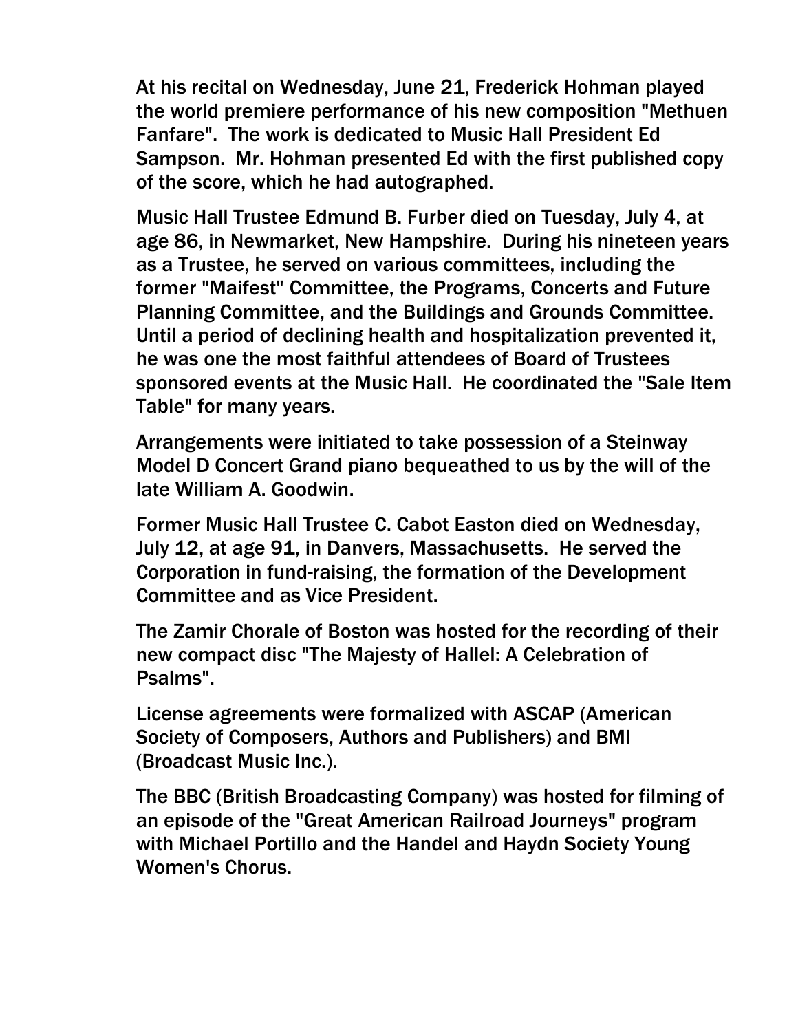At his recital on Wednesday, June 21, Frederick Hohman played the world premiere performance of his new composition "Methuen Fanfare". The work is dedicated to Music Hall President Ed Sampson. Mr. Hohman presented Ed with the first published copy of the score, which he had autographed.

Music Hall Trustee Edmund B. Furber died on Tuesday, July 4, at age 86, in Newmarket, New Hampshire. During his nineteen years as a Trustee, he served on various committees, including the former "Maifest" Committee, the Programs, Concerts and Future Planning Committee, and the Buildings and Grounds Committee. Until a period of declining health and hospitalization prevented it, he was one the most faithful attendees of Board of Trustees sponsored events at the Music Hall. He coordinated the "Sale Item Table" for many years.

Arrangements were initiated to take possession of a Steinway Model D Concert Grand piano bequeathed to us by the will of the late William A. Goodwin.

Former Music Hall Trustee C. Cabot Easton died on Wednesday, July 12, at age 91, in Danvers, Massachusetts. He served the Corporation in fund-raising, the formation of the Development Committee and as Vice President.

The Zamir Chorale of Boston was hosted for the recording of their new compact disc "The Majesty of Hallel: A Celebration of Psalms".

License agreements were formalized with ASCAP (American Society of Composers, Authors and Publishers) and BMI (Broadcast Music Inc.).

The BBC (British Broadcasting Company) was hosted for filming of an episode of the "Great American Railroad Journeys" program with Michael Portillo and the Handel and Haydn Society Young Women's Chorus.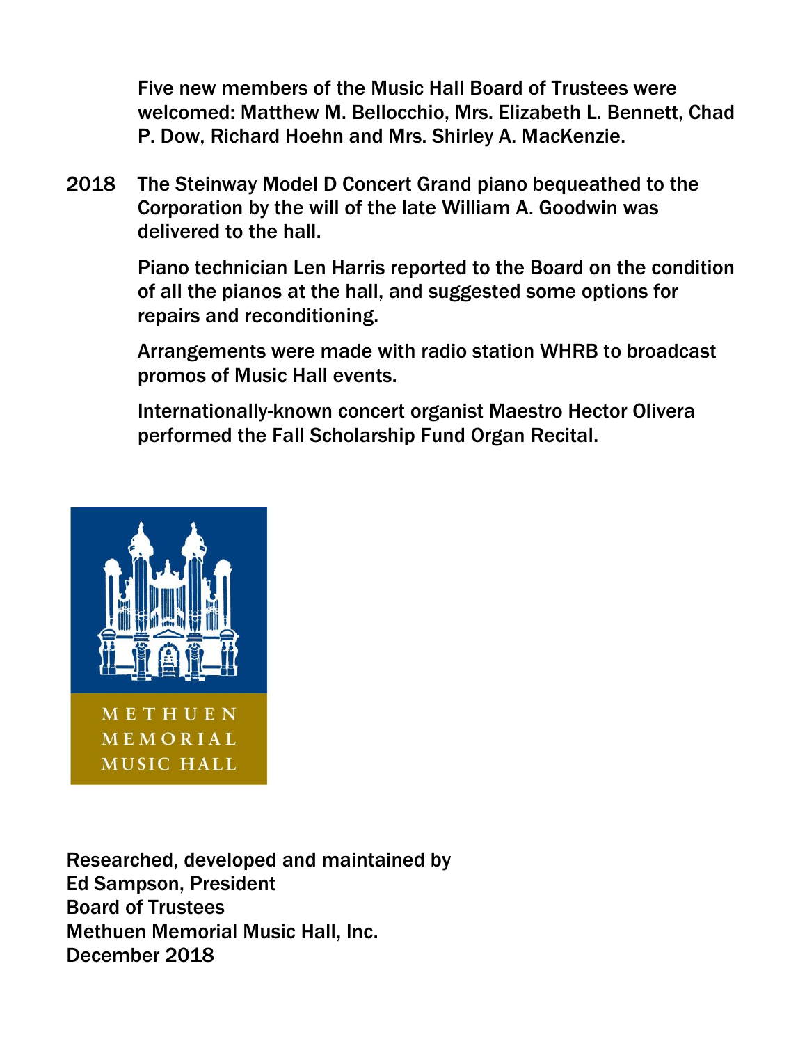Five new members of the Music Hall Board of Trustees were welcomed: Matthew M. Bellocchio, Mrs. Elizabeth L. Bennett, Chad P. Dow, Richard Hoehn and Mrs. Shirley A. MacKenzie.

2018 The Steinway Model D Concert Grand piano bequeathed to the Corporation by the will of the late William A. Goodwin was delivered to the hall.

Piano technician Len Harris reported to the Board on the condition of all the pianos at the hall, and suggested some options for repairs and reconditioning.

Arrangements were made with radio station WHRB to broadcast promos of Music Hall events.

Internationally-known concert organist Maestro Hector Olivera performed the Fall Scholarship Fund Organ Recital.

METHUEN
MEMORIAL
MUSIC HALL

Researched, developed and maintained by
Ed Sampson, President
Board of Trustees
Methuen Memorial Music Hall, Inc.
December 2018